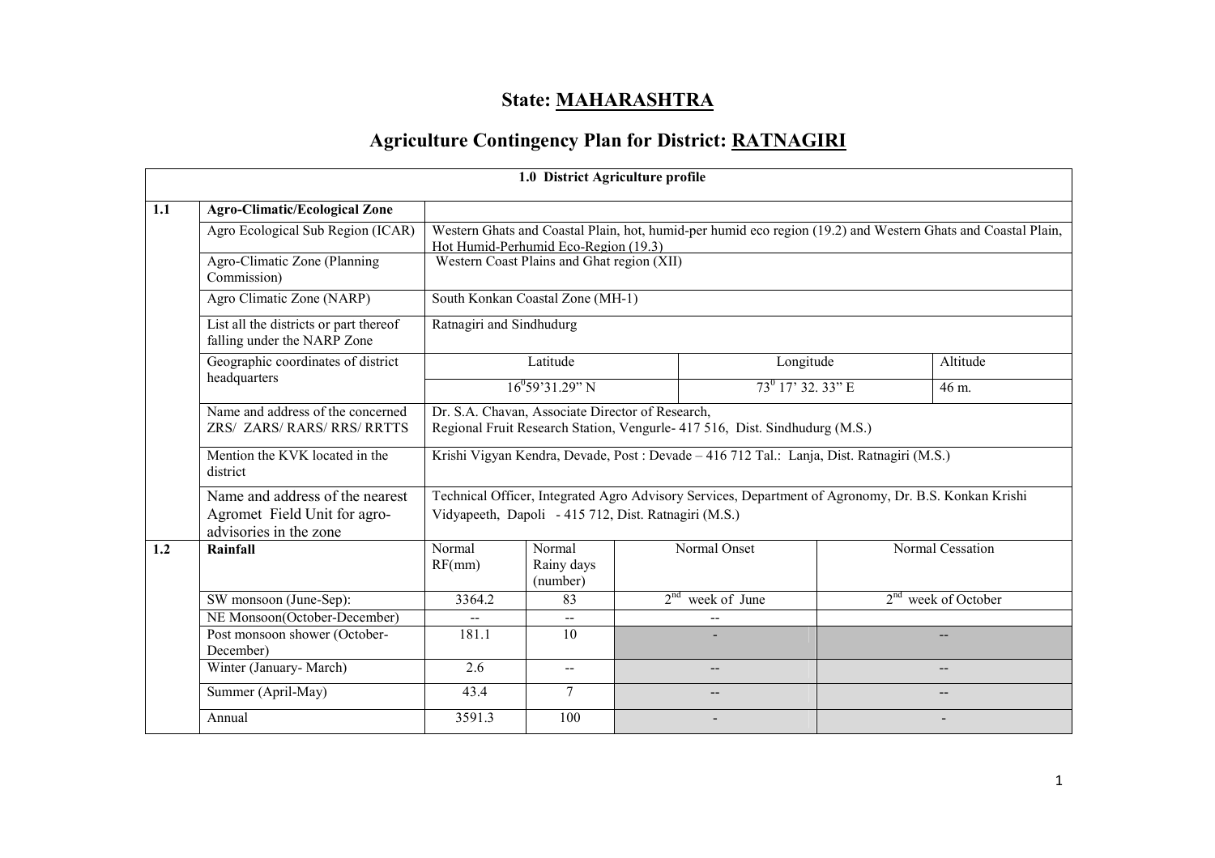# State: MAHARASHTRA

## Agriculture Contingency Plan for District: RATNAGIRI

| 1.0 District Agriculture profile | | | | | | | |
|---|---|---|---|---|---|---|---|
| **1.1** | **Agro-Climatic/Ecological Zone** | | | | | | |
| | Agro Ecological Sub Region (ICAR) | Western Ghats and Coastal Plain, hot, humid-per humid eco region (19.2) and Western Ghats and Coastal Plain, Hot Humid-Perhumid Eco-Region (19.3) | | | | | |
| | Agro-Climatic Zone (Planning Commission) | Western Coast Plains and Ghat region (XII) | | | | | |
| | Agro Climatic Zone (NARP) | South Konkan Coastal Zone (MH-1) | | | | | |
| | List all the districts or part thereof falling under the NARP Zone | Ratnagiri and Sindhudurg | | | | | |
| | Geographic coordinates of district headquarters | Latitude | | Longitude | | Altitude | |
| | | $16^0$59'31.29" N | | $73^0$ 17' 32. 33" E | | 46 m. | |
| | Name and address of the concerned ZRS/ ZARS/ RARS/ RRS/ RRTTS | Dr. S.A. Chavan, Associate Director of Research, Regional Fruit Research Station, Vengurle- 417 516, Dist. Sindhudurg (M.S.) | | | | | |
| | Mention the KVK located in the district | Krishi Vigyan Kendra, Devade, Post : Devade – 416 712 Tal.: Lanja, Dist. Ratnagiri (M.S.) | | | | | |
| | Name and address of the nearest Agromet Field Unit for agro-advisories in the zone | Technical Officer, Integrated Agro Advisory Services, Department of Agronomy, Dr. B.S. Konkan Krishi Vidyapeeth, Dapoli - 415 712, Dist. Ratnagiri (M.S.) | | | | | |
| **1.2** | **Rainfall** | Normal RF(mm) | Normal Rainy days (number) | Normal Onset | | Normal Cessation | |
| | SW monsoon (June-Sep): | 3364.2 | 83 | 2nd week of June | | 2nd week of October | |
| | NE Monsoon(October-December) | -- | -- | -- | | | |
| | Post monsoon shower (October-December) | 181.1 | 10 | - | | -- | |
| | Winter (January- March) | 2.6 | -- | -- | | -- | |
| | Summer (April-May) | 43.4 | 7 | -- | | -- | |
| | Annual | 3591.3 | 100 | - | | - | |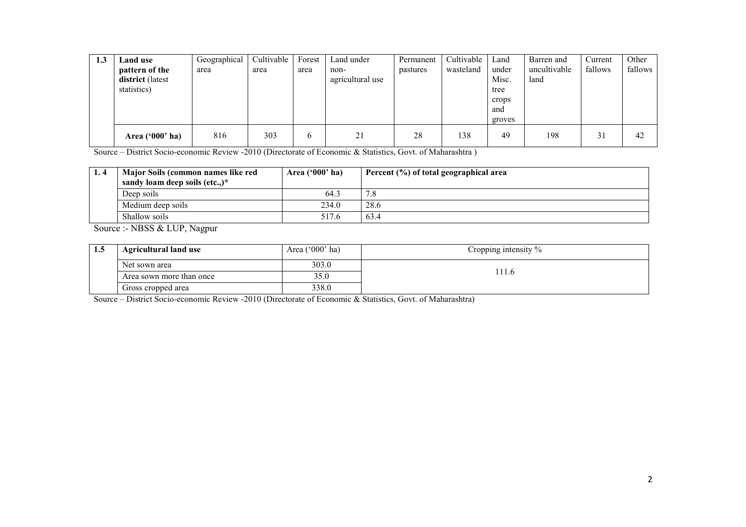| 1.3 | Land use pattern of the district (latest statistics) | Geographical area | Cultivable area | Forest area | Land under non-agricultural use | Permanent pastures | Cultivable wasteland | Land under Misc. tree crops and groves | Barren and uncultivable land | Current fallows | Other fallows |
|---|---|---|---|---|---|---|---|---|---|---|---|
| | **Area ('000' ha)** | 816 | 303 | 6 | 21 | 28 | 138 | 49 | 198 | 31 | 42 |

Source – District Socio-economic Review -2010 (Directorate of Economic & Statistics, Govt. of Maharashtra )

| 1. 4 | Major Soils (common names like red sandy loam deep soils (etc.,)* | Area ('000' ha) | Percent (%) of total geographical area |
|---|---|---|---|
| | Deep soils | 64.3 | 7.8 |
| | Medium deep soils | 234.0 | 28.6 |
| | Shallow soils | 517.6 | 63.4 |

Source :- NBSS & LUP, Nagpur

| 1.5 | Agricultural land use | Area ('000' ha) | Cropping intensity % |
|---|---|---|---|
| | Net sown area | 303.0 | 111.6 |
| | Area sown more than once | 35.0 | |
| | Gross cropped area | 338.0 | |

Source – District Socio-economic Review -2010 (Directorate of Economic & Statistics, Govt. of Maharashtra)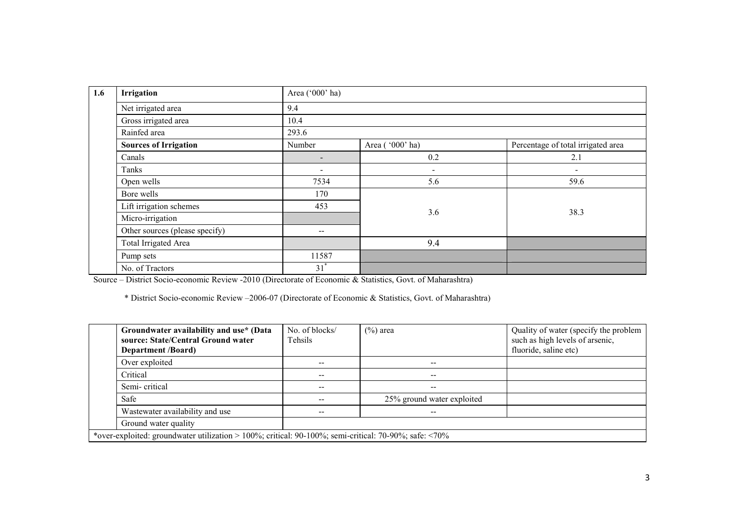| 1.6 | Irrigation | Area ('000' ha) | | |
|---|---|---|---|---|
| | Net irrigated area | 9.4 | | |
| | Gross irrigated area | 10.4 | | |
| | Rainfed area | 293.6 | | |
| | **Sources of Irrigation** | Number | Area ( '000' ha) | Percentage of total irrigated area |
| | Canals | - | 0.2 | 2.1 |
| | Tanks | - | - | - |
| | Open wells | 7534 | 5.6 | 59.6 |
| | Bore wells | 170 | 3.6 | 38.3 |
| | Lift irrigation schemes | 453 | | |
| | Micro-irrigation | | | |
| | Other sources (please specify) | -- | | |
| | Total Irrigated Area | | 9.4 | |
| | Pump sets | 11587 | | |
| | No. of Tractors | 31* | | |

Source – District Socio-economic Review -2010 (Directorate of Economic & Statistics, Govt. of Maharashtra)

* District Socio-economic Review –2006-07 (Directorate of Economic & Statistics, Govt. of Maharashtra)

| | Groundwater availability and use* (Data source: State/Central Ground water Department /Board) | No. of blocks/ Tehsils | (%) area | Quality of water (specify the problem such as high levels of arsenic, fluoride, saline etc) |
|---|---|---|---|---|
| | Over exploited | -- | -- | |
| | Critical | -- | -- | |
| | Semi- critical | -- | -- | |
| | Safe | -- | 25% ground water exploited | |
| | Wastewater availability and use | -- | -- | |
| | Ground water quality | | | |
| *over-exploited: groundwater utilization > 100%; critical: 90-100%; semi-critical: 70-90%; safe: <70% | | | | |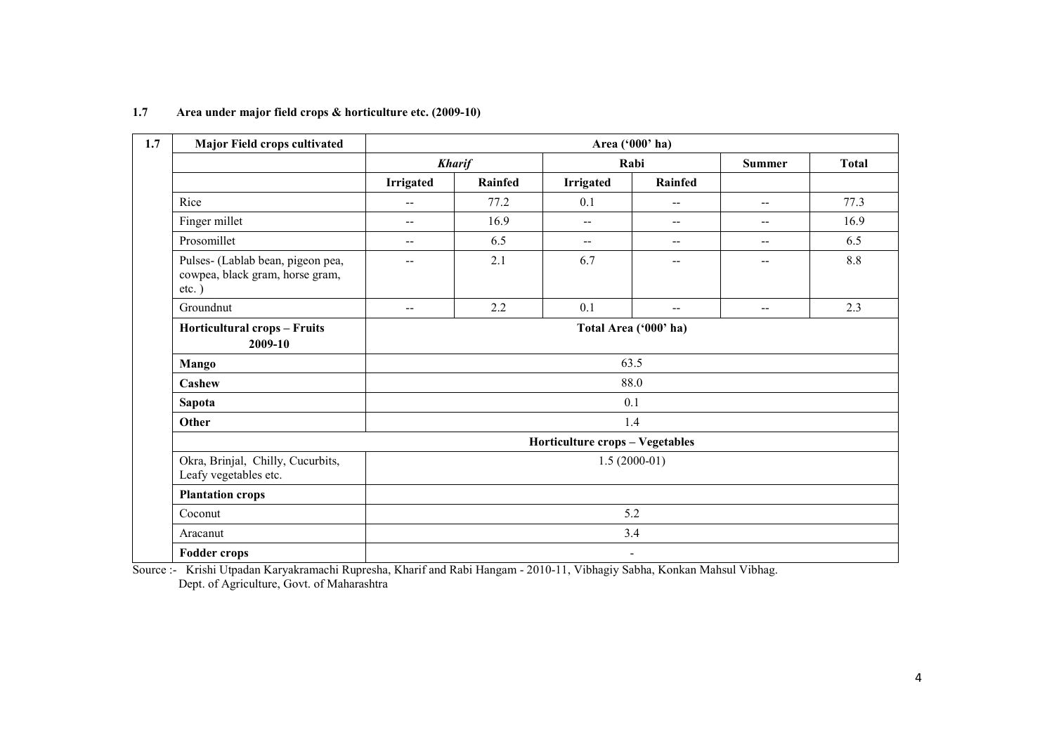**1.7 Area under major field crops & horticulture etc. (2009-10)**

| 1.7 | Major Field crops cultivated | Area ('000' ha) | | | | | |
|---|---|---|---|---|---|---|---|
| | | *Kharif* | | Rabi | | Summer | Total |
| | | Irrigated | Rainfed | Irrigated | Rainfed | | |
| | Rice | -- | 77.2 | 0.1 | -- | -- | 77.3 |
| | Finger millet | -- | 16.9 | -- | -- | -- | 16.9 |
| | Prosomillet | -- | 6.5 | -- | -- | -- | 6.5 |
| | Pulses- (Lablab bean, pigeon pea, cowpea, black gram, horse gram, etc. ) | -- | 2.1 | 6.7 | -- | -- | 8.8 |
| | Groundnut | -- | 2.2 | 0.1 | -- | -- | 2.3 |
| | **Horticultural crops – Fruits 2009-10** | **Total Area ('000' ha)** | | | | | |
| | **Mango** | 63.5 | | | | | |
| | **Cashew** | 88.0 | | | | | |
| | **Sapota** | 0.1 | | | | | |
| | **Other** | 1.4 | | | | | |
| | **Horticulture crops – Vegetables** | | | | | | |
| | Okra, Brinjal, Chilly, Cucurbits, Leafy vegetables etc. | 1.5 (2000-01) | | | | | |
| | **Plantation crops** | | | | | | |
| | Coconut | 5.2 | | | | | |
| | Aracanut | 3.4 | | | | | |
| | **Fodder crops** | - | | | | | |

Source :- Krishi Utpadan Karyakramachi Rupresha, Kharif and Rabi Hangam - 2010-11, Vibhagiy Sabha, Konkan Mahsul Vibhag.
Dept. of Agriculture, Govt. of Maharashtra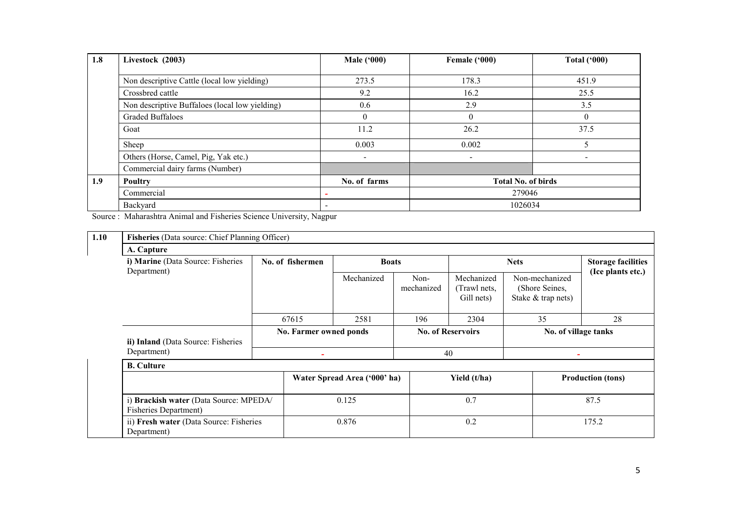| 1.8 | Livestock (2003) | Male ('000) | Female ('000) | Total ('000) |
|---|---|---|---|---|
| | Non descriptive Cattle (local low yielding) | 273.5 | 178.3 | 451.9 |
| | Crossbred cattle | 9.2 | 16.2 | 25.5 |
| | Non descriptive Buffaloes (local low yielding) | 0.6 | 2.9 | 3.5 |
| | Graded Buffaloes | 0 | 0 | 0 |
| | Goat | 11.2 | 26.2 | 37.5 |
| | Sheep | 0.003 | 0.002 | 5 |
| | Others (Horse, Camel, Pig, Yak etc.) | - | - | - |
| | Commercial dairy farms (Number) | | | |
| **1.9** | **Poultry** | **No. of farms** | **Total No. of birds** | |
| | Commercial | - | 279046 | |
| | Backyard | - | 1026034 | |

Source : Maharashtra Animal and Fisheries Science University, Nagpur

| 1.10 | **Fisheries** (Data source: Chief Planning Officer) | | | | | | |
|---|---|---|---|---|---|---|---|
| | **A. Capture** | | | | | | |
| | **i) Marine** (Data Source: Fisheries Department) | **No. of fishermen** | **Boats** | | **Nets** | | **Storage facilities (Ice plants etc.)** |
| | | | Mechanized | Non-mechanized | Mechanized (Trawl nets, Gill nets) | Non-mechanized (Shore Seines, Stake & trap nets) | |
| | | 67615 | 2581 | 196 | 2304 | 35 | 28 |
| | **ii) Inland** (Data Source: Fisheries Department) | **No. Farmer owned ponds** | | **No. of Reservoirs** | | **No. of village tanks** | |
| | | - | | 40 | | - | |
| | **B. Culture** | | | | | | |
| | | **Water Spread Area ('000' ha)** | | **Yield (t/ha)** | | **Production (tons)** | |
| | i) **Brackish water** (Data Source: MPEDA/ Fisheries Department) | 0.125 | | 0.7 | | 87.5 | |
| | ii) **Fresh water** (Data Source: Fisheries Department) | 0.876 | | 0.2 | | 175.2 | |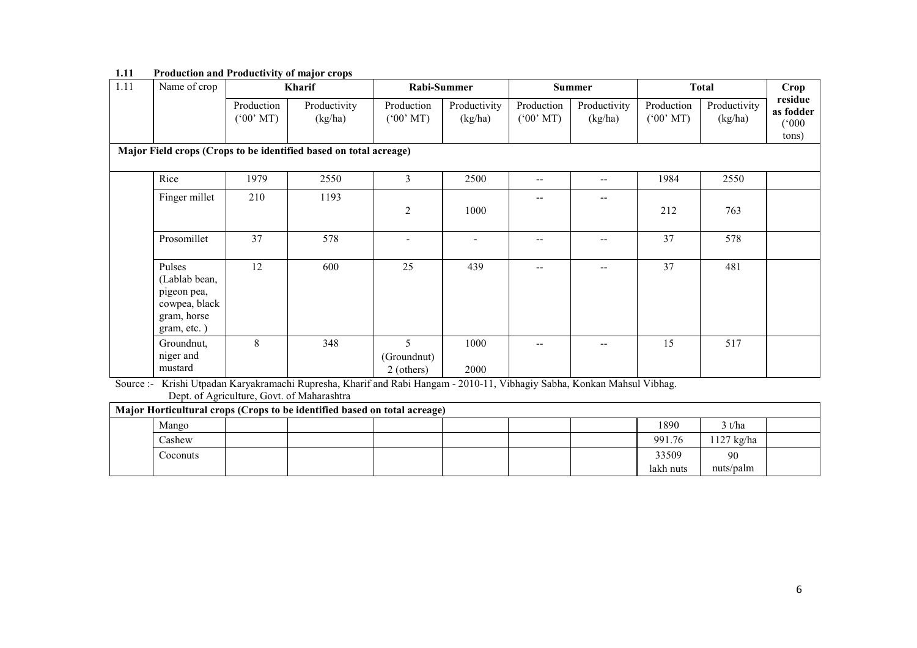**1.11 Production and Productivity of major crops**

| 1.11 | Name of crop | Kharif | | Rabi-Summer | | Summer | | Total | | Crop residue as fodder ('000 tons) |
|---|---|---|---|---|---|---|---|---|---|---|
| | | Production ('00' MT) | Productivity (kg/ha) | Production ('00' MT) | Productivity (kg/ha) | Production ('00' MT) | Productivity (kg/ha) | Production ('00' MT) | Productivity (kg/ha) | |
| **Major Field crops (Crops to be identified based on total acreage)** | | | | | | | | | | |
| | Rice | 1979 | 2550 | 3 | 2500 | -- | -- | 1984 | 2550 | |
| | Finger millet | 210 | 1193 | 2 | 1000 | -- | -- | 212 | 763 | |
| | Prosomillet | 37 | 578 | - | - | -- | -- | 37 | 578 | |
| | Pulses (Lablab bean, pigeon pea, cowpea, black gram, horse gram, etc. ) | 12 | 600 | 25 | 439 | -- | -- | 37 | 481 | |
| | Groundnut, niger and mustard | 8 | 348 | 5 (Groundnut) 2 (others) | 1000 2000 | -- | -- | 15 | 517 | |

Source :- Krishi Utpadan Karyakramachi Rupresha, Kharif and Rabi Hangam - 2010-11, Vibhagiy Sabha, Konkan Mahsul Vibhag. Dept. of Agriculture, Govt. of Maharashtra

| **Major Horticultural crops (Crops to be identified based on total acreage)** | | | | | | | | | | |
|---|---|---|---|---|---|---|---|---|---|---|
| | Mango | | | | | | | 1890 | 3 t/ha | |
| | Cashew | | | | | | | 991.76 | 1127 kg/ha | |
| | Coconuts | | | | | | | 33509 lakh nuts | 90 nuts/palm | |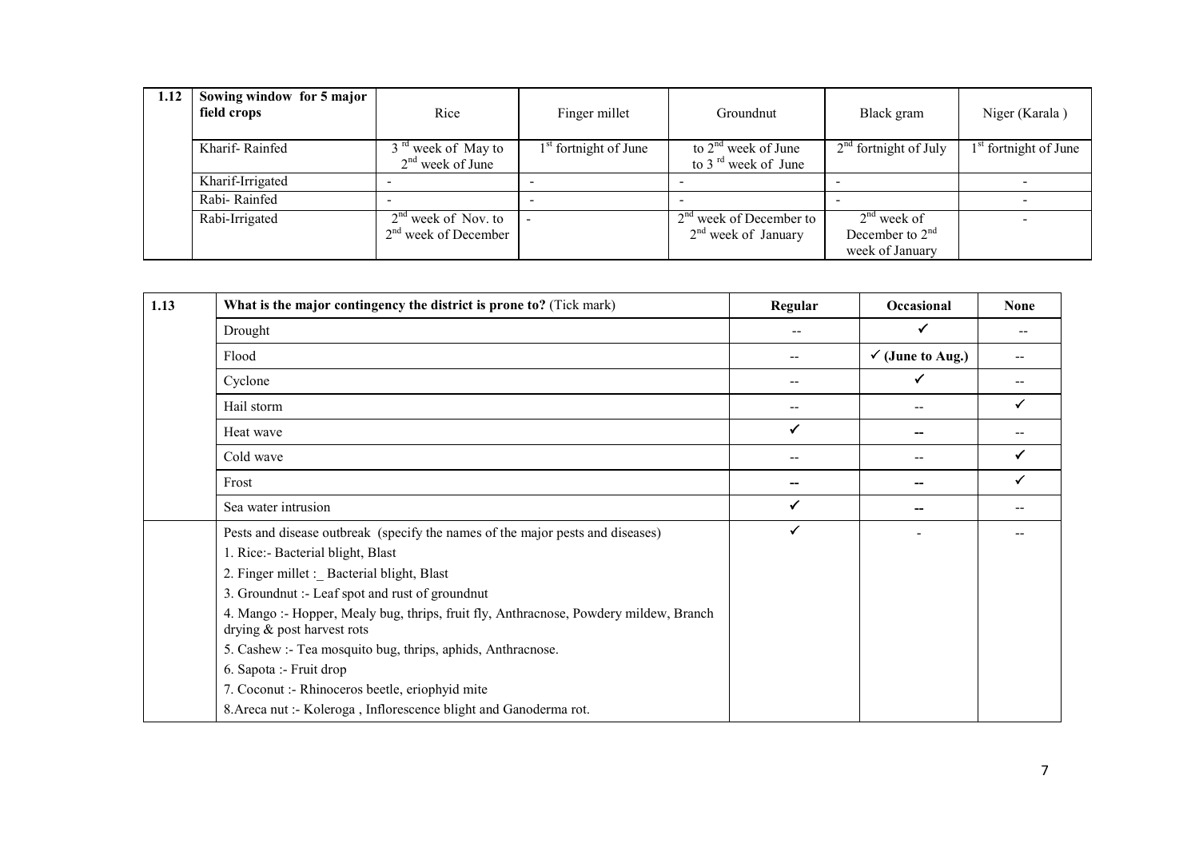| 1.12 | Sowing window for 5 major field crops | Rice | Finger millet | Groundnut | Black gram | Niger (Karala ) |
|---|---|---|---|---|---|---|
| | Kharif- Rainfed | 3 rd week of May to 2nd week of June | 1st fortnight of June | to 2nd week of June to 3 rd week of June | 2nd fortnight of July | 1st fortnight of June |
| | Kharif-Irrigated | - | - | - | - | - |
| | Rabi- Rainfed | - | - | - | - | - |
| | Rabi-Irrigated | 2nd week of Nov. to 2nd week of December | - | 2nd week of December to 2nd week of January | 2nd week of December to 2nd week of January | - |

| 1.13 | What is the major contingency the district is prone to? (Tick mark) | Regular | Occasional | None |
|---|---|---|---|---|
| | Drought | -- | ✓ | -- |
| | Flood | -- | ✓ (June to Aug.) | -- |
| | Cyclone | -- | ✓ | -- |
| | Hail storm | -- | -- | ✓ |
| | Heat wave | ✓ | -- | -- |
| | Cold wave | -- | -- | ✓ |
| | Frost | -- | -- | ✓ |
| | Sea water intrusion | ✓ | -- | -- |
| | Pests and disease outbreak (specify the names of the major pests and diseases)<br>1. Rice:- Bacterial blight, Blast<br>2. Finger millet :_ Bacterial blight, Blast<br>3. Groundnut :- Leaf spot and rust of groundnut<br>4. Mango :- Hopper, Mealy bug, thrips, fruit fly, Anthracnose, Powdery mildew, Branch drying & post harvest rots<br>5. Cashew :- Tea mosquito bug, thrips, aphids, Anthracnose.<br>6. Sapota :- Fruit drop<br>7. Coconut :- Rhinoceros beetle, eriophyid mite<br>8.Areca nut :- Koleroga , Inflorescence blight and Ganoderma rot. | ✓ | - | -- |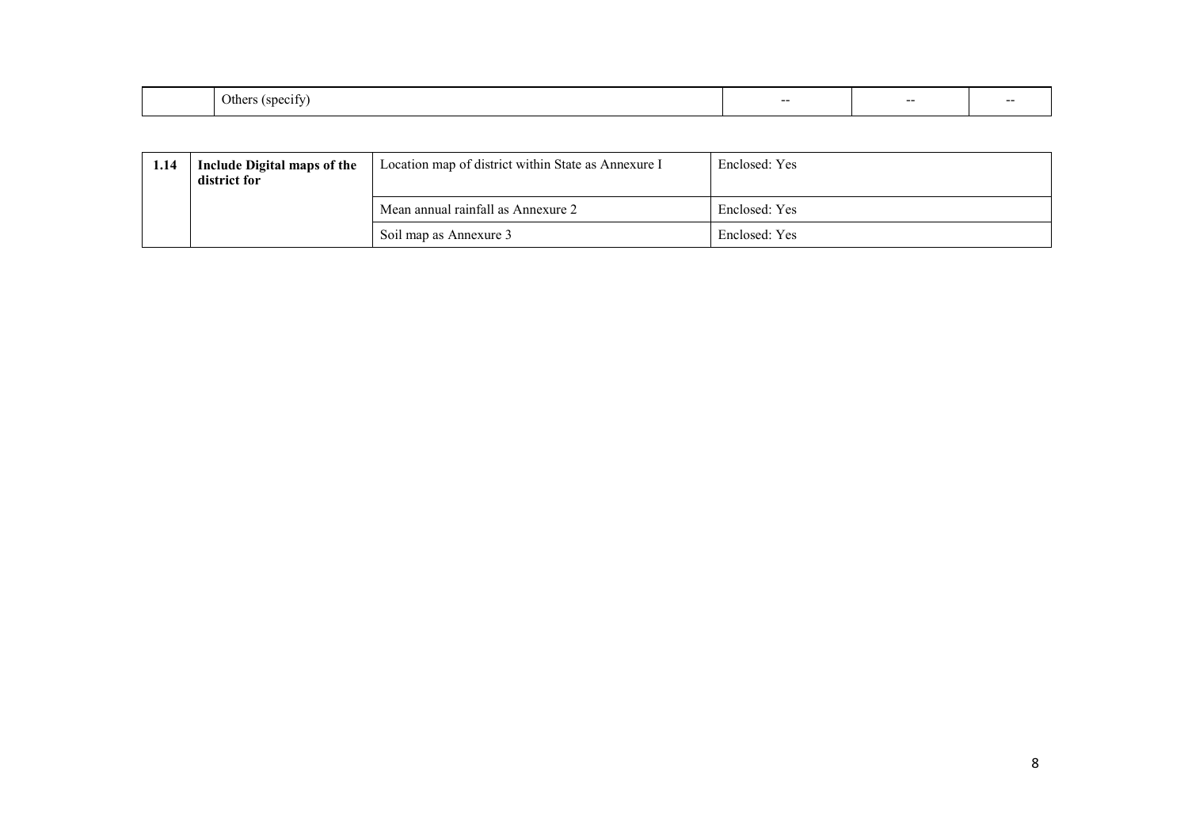|  | Others (specify) | -- | -- | -- |
|---|---|---|---|---|

| 1.14 | **Include Digital maps of the district for** | Location map of district within State as Annexure I | Enclosed: Yes |
|---|---|---|---|
|  |  | Mean annual rainfall as Annexure 2 | Enclosed: Yes |
|  |  | Soil map as Annexure 3 | Enclosed: Yes |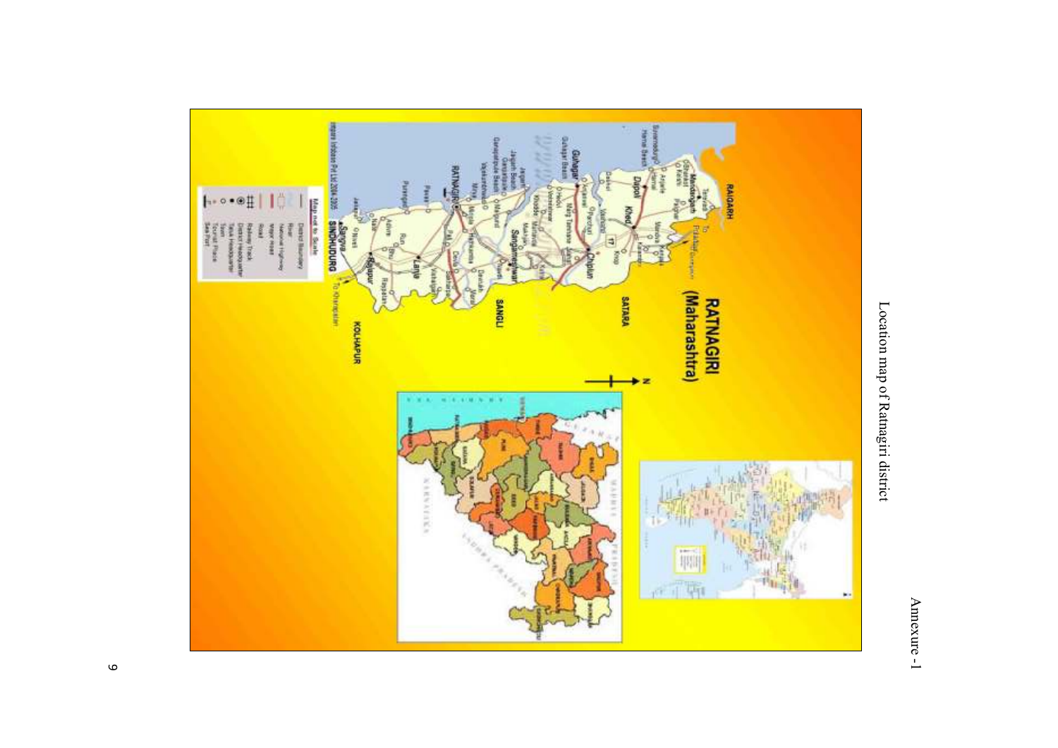Annexure -1

Location map of Ratnagiri district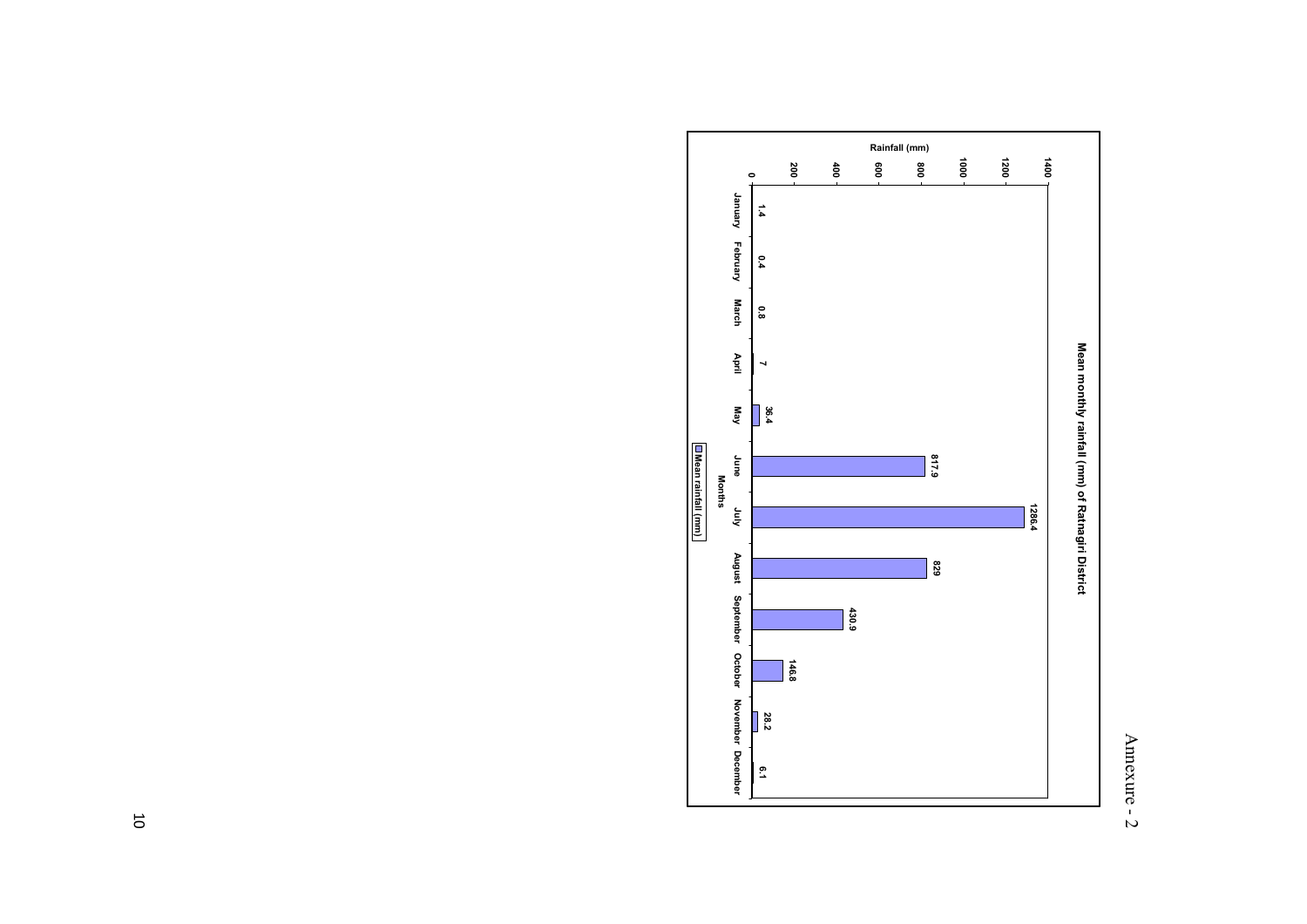Annexure - 2

**Mean monthly rainfall (mm) of Ratnagiri District**

| Months | Mean rainfall (mm) |
|---|---|
| January | 1.4 |
| February | 0.4 |
| March | 0.8 |
| April | 7 |
| May | 36.4 |
| June | 817.9 |
| July | 1286.4 |
| August | 829 |
| September | 430.9 |
| October | 146.8 |
| November | 28.2 |
| December | 6.1 |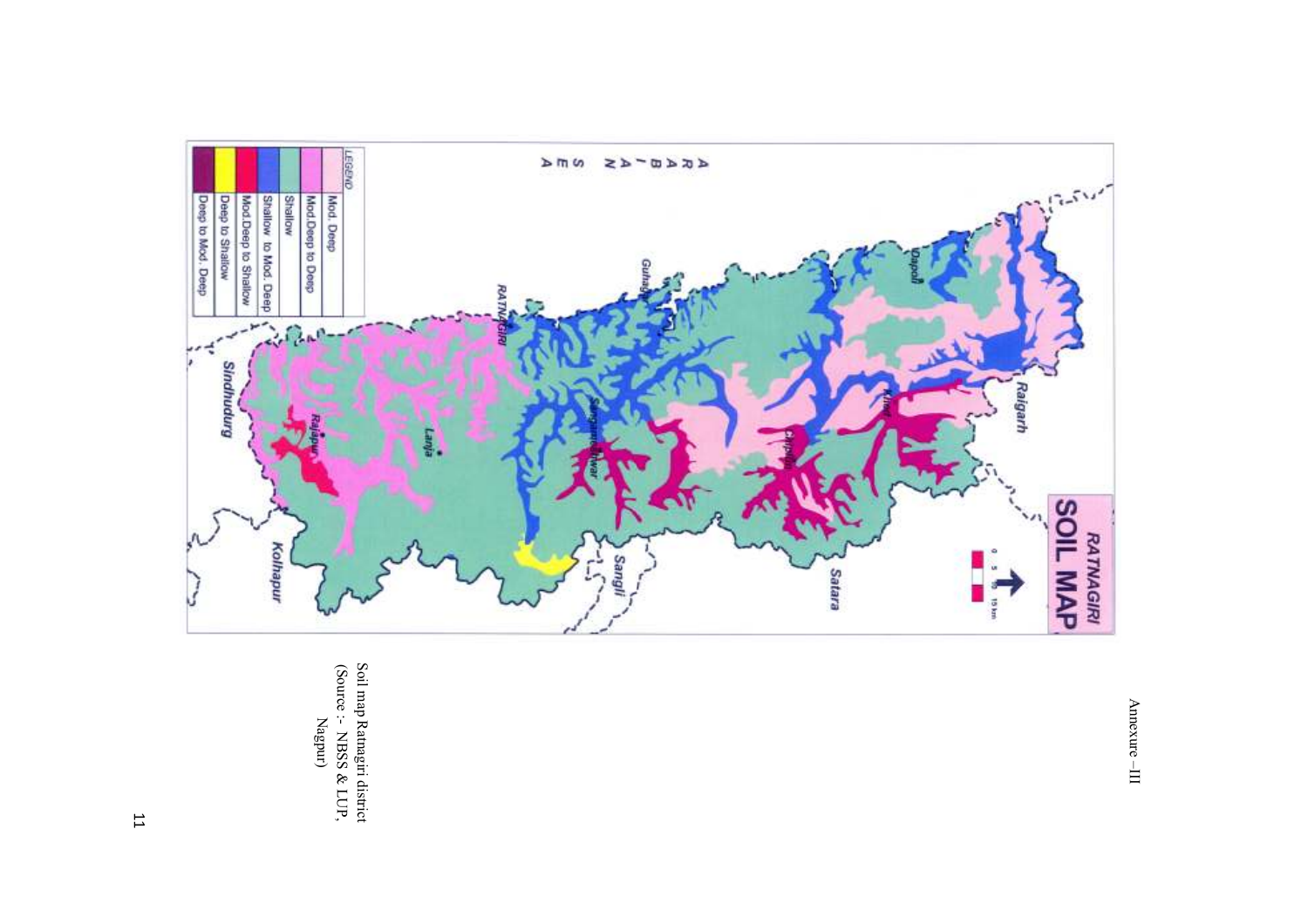Annexure – III

Soil map Ratnagiri district
(Source :- NBSS & LUP, Nagpur)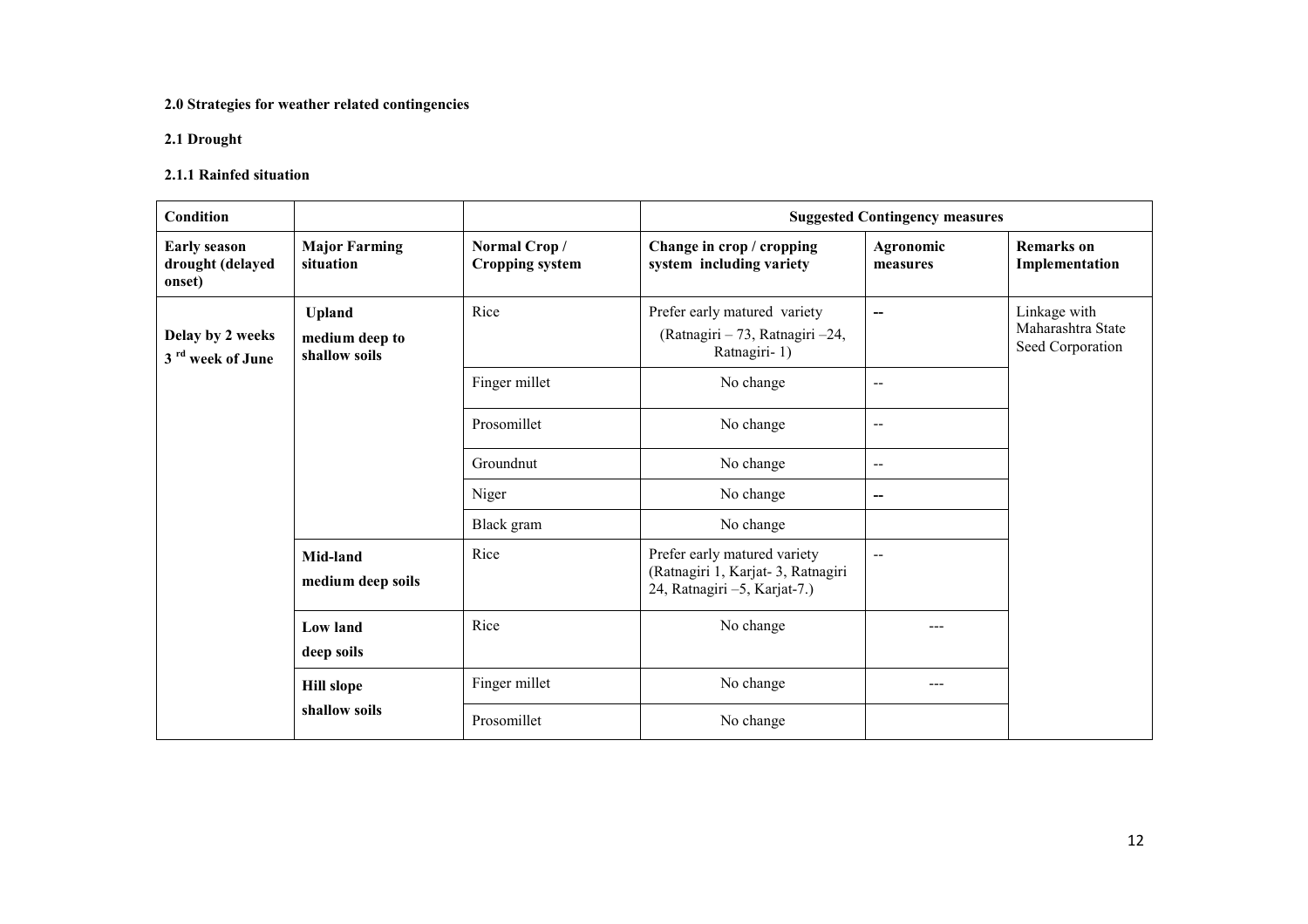**2.0 Strategies for weather related contingencies**

**2.1 Drought**

**2.1.1 Rainfed situation**

| Condition | | | Suggested Contingency measures | | |
|---|---|---|---|---|---|
| **Early season drought (delayed onset)** | **Major Farming situation** | **Normal Crop / Cropping system** | **Change in crop / cropping system including variety** | **Agronomic measures** | **Remarks on Implementation** |
| **Delay by 2 weeks 3 rd week of June** | **Upland** **medium deep to shallow soils** | Rice | Prefer early matured variety (Ratnagiri – 73, Ratnagiri –24, Ratnagiri- 1) | -- | Linkage with Maharashtra State Seed Corporation |
| | | Finger millet | No change | -- | |
| | | Prosomillet | No change | -- | |
| | | Groundnut | No change | -- | |
| | | Niger | No change | -- | |
| | | Black gram | No change | | |
| | **Mid-land** **medium deep soils** | Rice | Prefer early matured variety (Ratnagiri 1, Karjat- 3, Ratnagiri 24, Ratnagiri –5, Karjat-7.) | -- | |
| | **Low land** **deep soils** | Rice | No change | --- | |
| | **Hill slope** **shallow soils** | Finger millet | No change | --- | |
| | | Prosomillet | No change | | |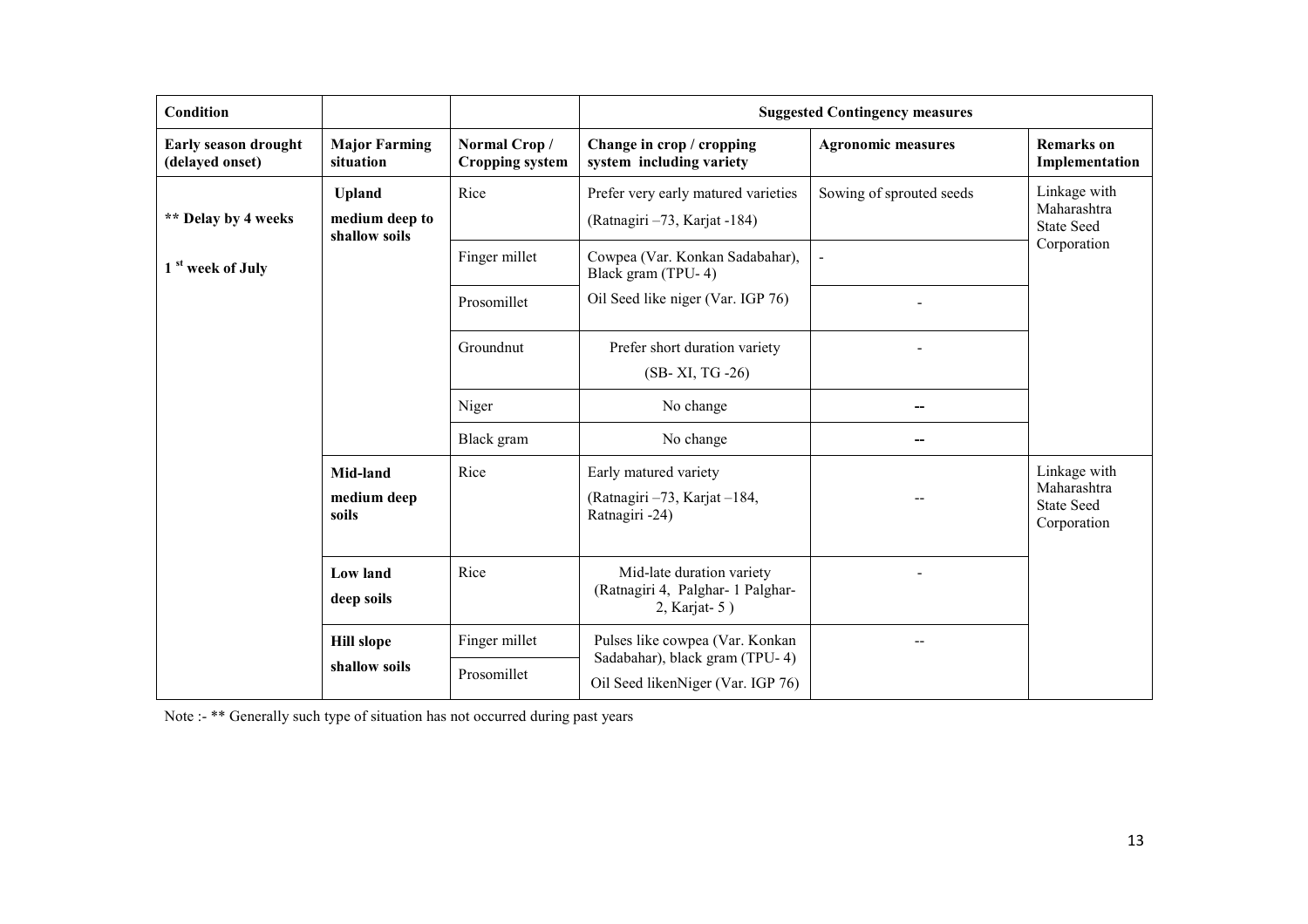| Condition | | | Suggested Contingency measures | | |
|---|---|---|---|---|---|
| **Early season drought (delayed onset)** | **Major Farming situation** | **Normal Crop / Cropping system** | **Change in crop / cropping system including variety** | **Agronomic measures** | **Remarks on Implementation** |
| **\*\* Delay by 4 weeks** **1 st week of July** | **Upland** **medium deep to shallow soils** | Rice | Prefer very early matured varieties (Ratnagiri –73, Karjat -184) | Sowing of sprouted seeds | Linkage with Maharashtra State Seed Corporation |
| | | Finger millet | Cowpea (Var. Konkan Sadabahar), Black gram (TPU- 4) | - | |
| | | Prosomillet | Oil Seed like niger (Var. IGP 76) | - | |
| | | Groundnut | Prefer short duration variety (SB- XI, TG -26) | - | |
| | | Niger | No change | -- | |
| | | Black gram | No change | -- | |
| | **Mid-land** **medium deep soils** | Rice | Early matured variety (Ratnagiri –73, Karjat –184, Ratnagiri -24) | -- | Linkage with Maharashtra State Seed Corporation |
| | **Low land** **deep soils** | Rice | Mid-late duration variety (Ratnagiri 4, Palghar- 1 Palghar-2, Karjat- 5 ) | - | |
| | **Hill slope** **shallow soils** | Finger millet | Pulses like cowpea (Var. Konkan Sadabahar), black gram (TPU- 4) | -- | |
| | | Prosomillet | Oil Seed likenNiger (Var. IGP 76) | | |

Note :- \*\* Generally such type of situation has not occurred during past years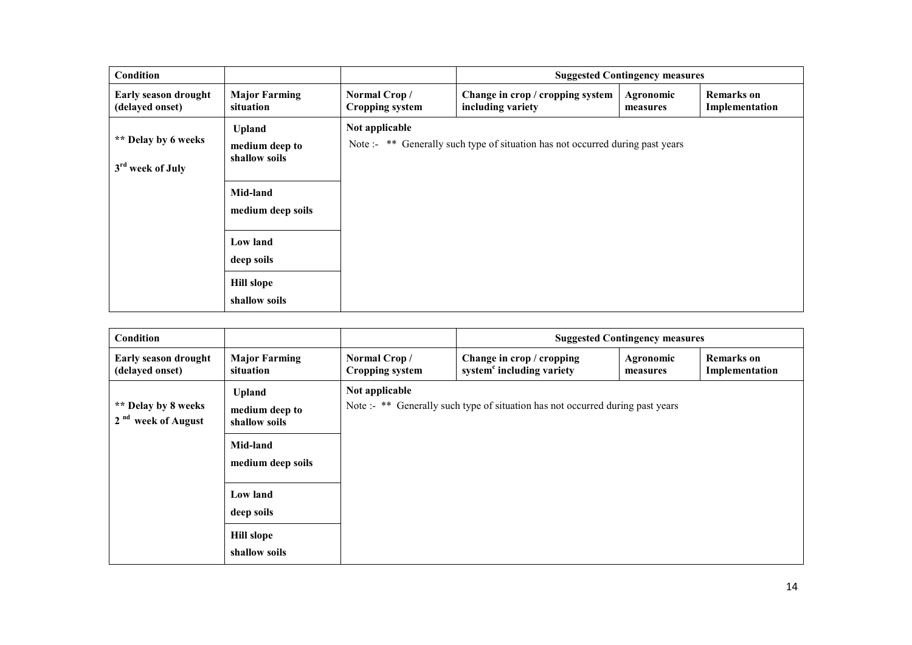| Condition | | | Suggested Contingency measures | | |
|---|---|---|---|---|---|
| **Early season drought (delayed onset)** | **Major Farming situation** | **Normal Crop / Cropping system** | **Change in crop / cropping system including variety** | **Agronomic measures** | **Remarks on Implementation** |
| ** Delay by 6 weeks 3rd week of July | Upland medium deep to shallow soils | Not applicable Note :- ** Generally such type of situation has not occurred during past years | | | |
| | Mid-land medium deep soils | | | | |
| | Low land deep soils | | | | |
| | Hill slope shallow soils | | | | |

| Condition | | | Suggested Contingency measures | | |
|---|---|---|---|---|---|
| **Early season drought (delayed onset)** | **Major Farming situation** | **Normal Crop / Cropping system** | **Change in crop / cropping system[c] including variety** | **Agronomic measures** | **Remarks on Implementation** |
| ** Delay by 8 weeks 2nd week of August | Upland medium deep to shallow soils | Not applicable Note :- ** Generally such type of situation has not occurred during past years | | | |
| | Mid-land medium deep soils | | | | |
| | Low land deep soils | | | | |
| | Hill slope shallow soils | | | | |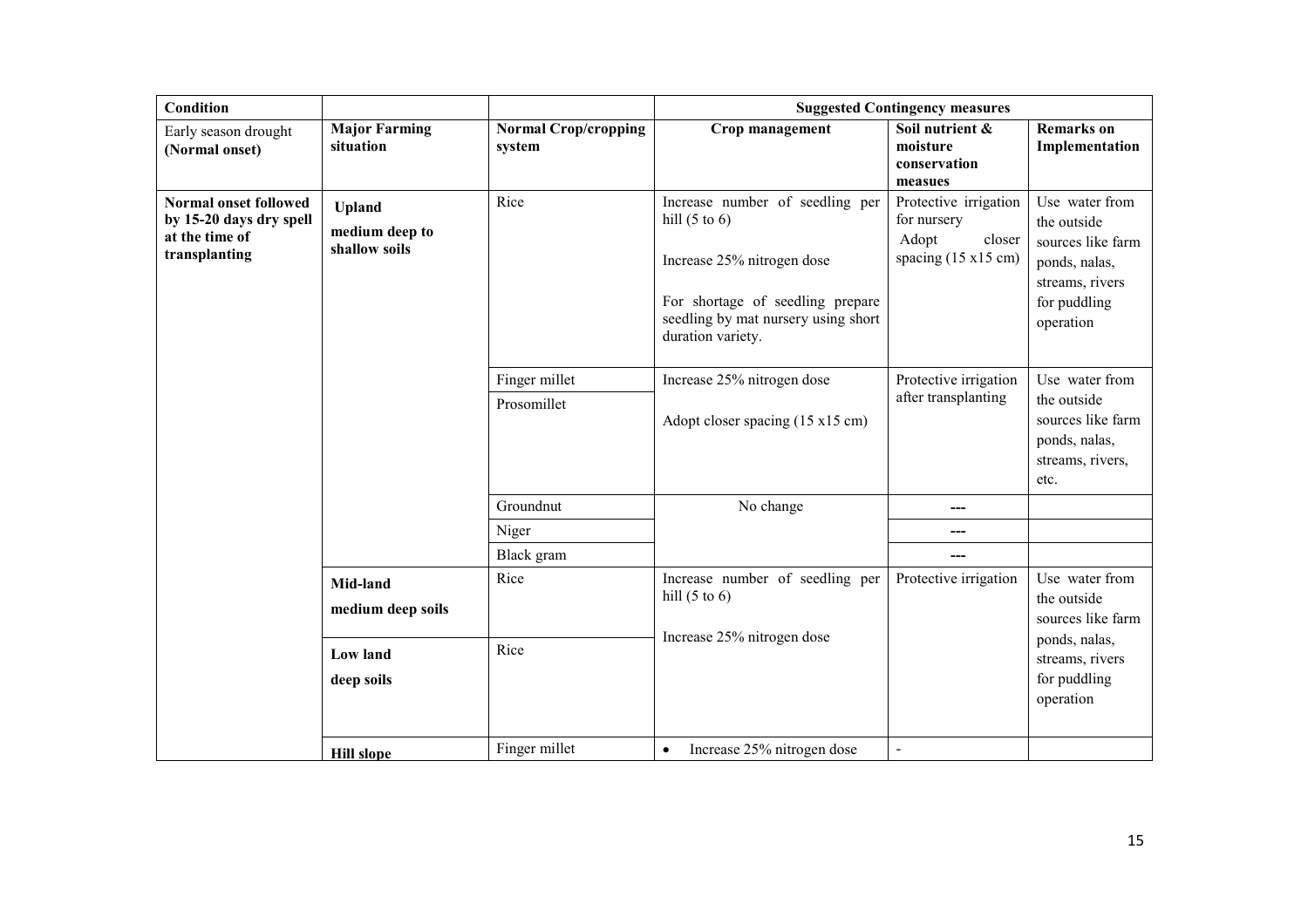| Condition | | | Suggested Contingency measures | | |
|---|---|---|---|---|---|
| Early season drought **(Normal onset)** | **Major Farming situation** | **Normal Crop/cropping system** | **Crop management** | **Soil nutrient & moisture conservation measues** | **Remarks on Implementation** |
| **Normal onset followed by 15-20 days dry spell at the time of transplanting** | **Upland** **medium deep to shallow soils** | Rice | Increase number of seedling per hill (5 to 6)<br><br>Increase 25% nitrogen dose<br><br>For shortage of seedling prepare seedling by mat nursery using short duration variety. | Protective irrigation for nursery<br>Adopt closer spacing (15 x15 cm) | Use water from the outside sources like farm ponds, nalas, streams, rivers for puddling operation |
| | | Finger millet | Increase 25% nitrogen dose | Protective irrigation after transplanting | Use water from the outside sources like farm ponds, nalas, streams, rivers, etc. |
| | | Prosomillet | Adopt closer spacing (15 x15 cm) | | |
| | | Groundnut | No change | --- | |
| | | Niger | | --- | |
| | | Black gram | | --- | |
| | **Mid-land** **medium deep soils** | Rice | Increase number of seedling per hill (5 to 6)<br><br>Increase 25% nitrogen dose | Protective irrigation | Use water from the outside sources like farm ponds, nalas, streams, rivers for puddling operation |
| | **Low land** **deep soils** | Rice | | | |
| | **Hill slope** | Finger millet | • Increase 25% nitrogen dose | - | |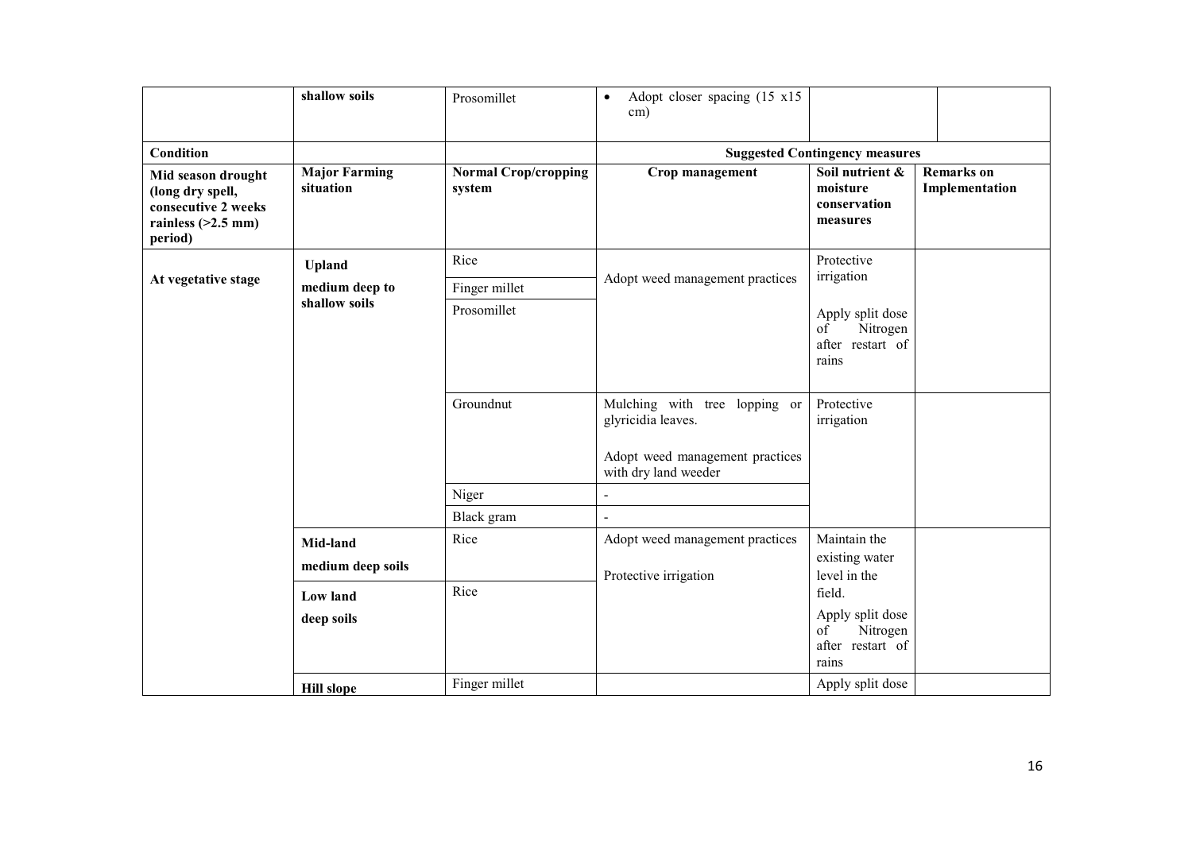| | shallow soils | Prosomillet | • Adopt closer spacing (15 x15 cm) | | |
|---|---|---|---|---|---|
| **Condition** | | | **Suggested Contingency measures** | | |
| **Mid season drought (long dry spell, consecutive 2 weeks rainless (>2.5 mm) period)** | **Major Farming situation** | **Normal Crop/cropping system** | **Crop management** | **Soil nutrient & moisture conservation measures** | **Remarks on Implementation** |
| **At vegetative stage** | **Upland medium deep to shallow soils** | Rice | Adopt weed management practices | Protective irrigation<br><br>Apply split dose of Nitrogen after restart of rains | |
| | | Finger millet | | | |
| | | Prosomillet | | | |
| | | Groundnut | Mulching with tree lopping or glyricidia leaves.<br><br>Adopt weed management practices with dry land weeder | Protective irrigation | |
| | | Niger | - | | |
| | | Black gram | - | | |
| | **Mid-land medium deep soils** | Rice | Adopt weed management practices<br><br>Protective irrigation | Maintain the existing water level in the field.<br><br>Apply split dose of Nitrogen after restart of rains | |
| | **Low land deep soils** | Rice | | | |
| | **Hill slope** | Finger millet | | Apply split dose | |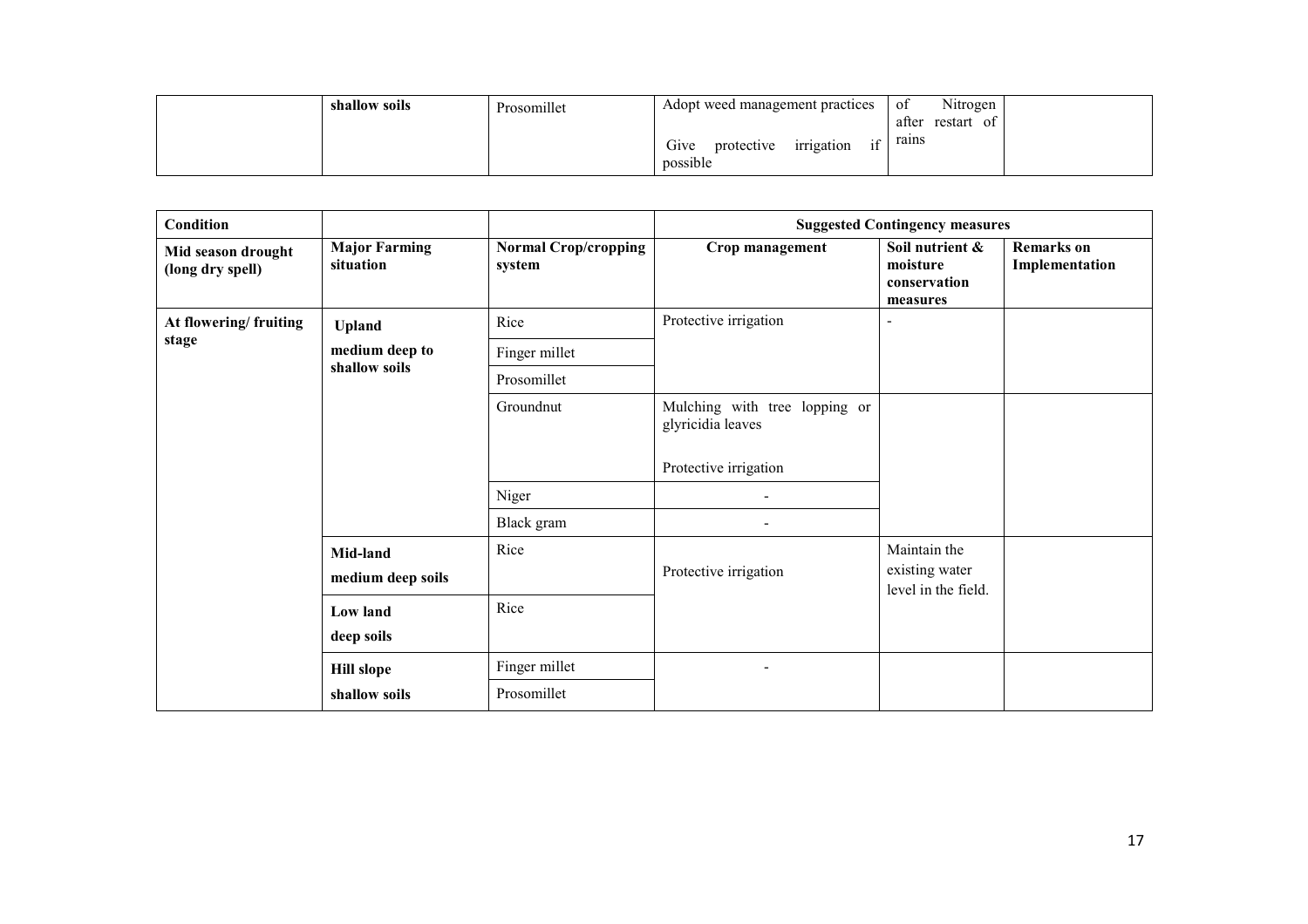|  | shallow soils | Prosomillet | Adopt weed management practices<br><br>Give protective irrigation if possible | of Nitrogen after restart of rains |  |
|---|---|---|---|---|---|

| Condition |  |  | Suggested Contingency measures |  |  |
|---|---|---|---|---|---|
| **Mid season drought (long dry spell)** | **Major Farming situation** | **Normal Crop/cropping system** | **Crop management** | **Soil nutrient & moisture conservation measures** | **Remarks on Implementation** |
| **At flowering/ fruiting stage** | **Upland**<br>**medium deep to shallow soils** | Rice | Protective irrigation | - |  |
|  |  | Finger millet |  |  |  |
|  |  | Prosomillet |  |  |  |
|  |  | Groundnut | Mulching with tree lopping or glyricidia leaves<br><br>Protective irrigation |  |  |
|  |  | Niger | - |  |  |
|  |  | Black gram | - |  |  |
|  | **Mid-land**<br>**medium deep soils** | Rice | Protective irrigation | Maintain the existing water level in the field. |  |
|  | **Low land**<br>**deep soils** | Rice |  |  |  |
|  | **Hill slope**<br>**shallow soils** | Finger millet | - |  |  |
|  |  | Prosomillet |  |  |  |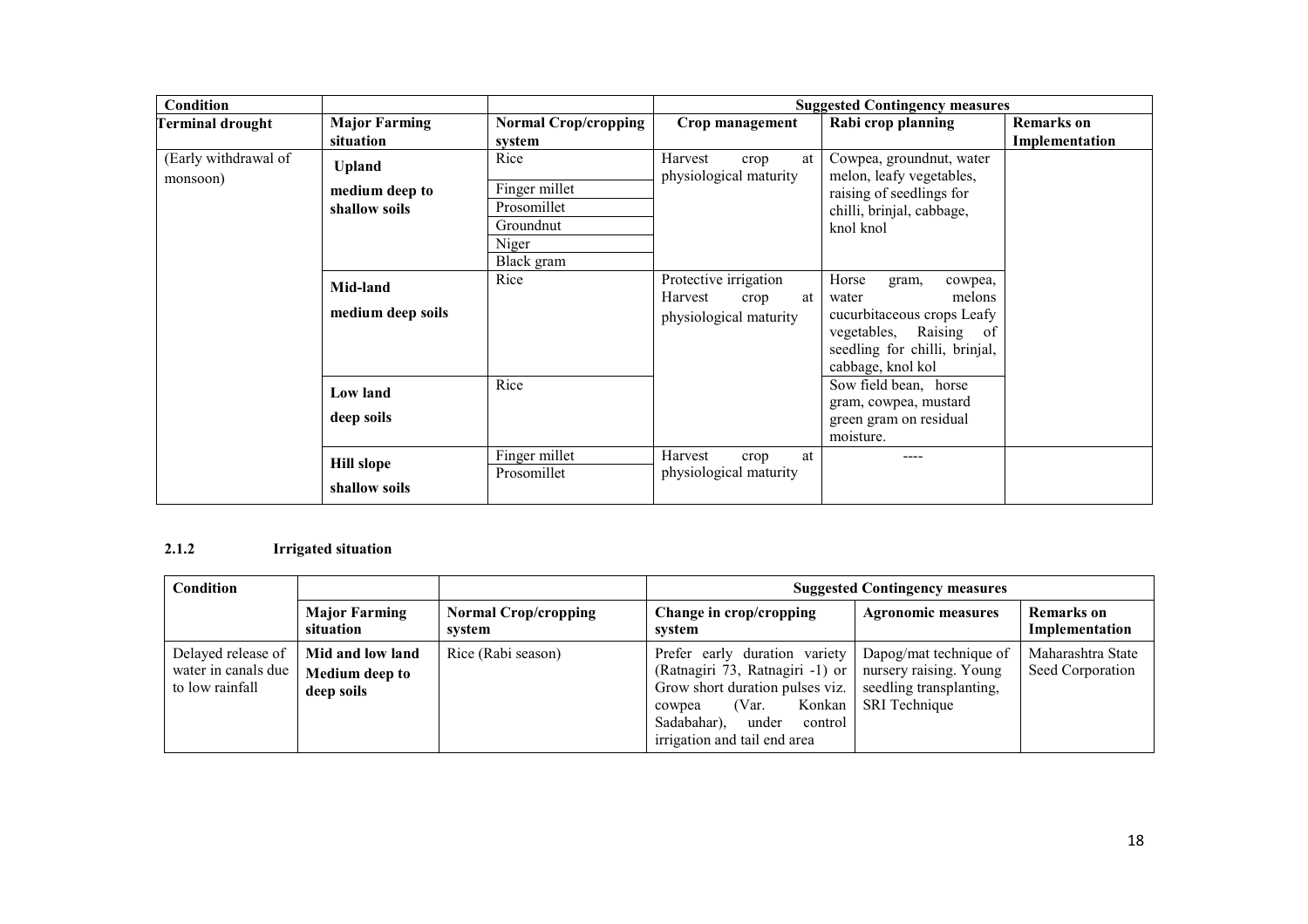| Condition | | | Suggested Contingency measures | | |
|---|---|---|---|---|---|
| **Terminal drought** | **Major Farming situation** | **Normal Crop/cropping system** | **Crop management** | **Rabi crop planning** | **Remarks on Implementation** |
| (Early withdrawal of monsoon) | **Upland** **medium deep to shallow soils** | Rice | Harvest crop at physiological maturity | Cowpea, groundnut, water melon, leafy vegetables, raising of seedlings for chilli, brinjal, cabbage, knol knol | |
| | | Finger millet | | | |
| | | Prosomillet | | | |
| | | Groundnut | | | |
| | | Niger | | | |
| | | Black gram | | | |
| | **Mid-land** **medium deep soils** | Rice | Protective irrigation Harvest crop at physiological maturity | Horse gram, cowpea, water melons cucurbitaceous crops Leafy vegetables, Raising of seedling for chilli, brinjal, cabbage, knol kol | |
| | **Low land** **deep soils** | Rice | | Sow field bean, horse gram, cowpea, mustard green gram on residual moisture. | |
| | **Hill slope** **shallow soils** | Finger millet | Harvest crop at physiological maturity | ---- | |
| | | Prosomillet | | | |

### 2.1.2 Irrigated situation

| Condition | | | Suggested Contingency measures | | |
|---|---|---|---|---|---|
| | **Major Farming situation** | **Normal Crop/cropping system** | **Change in crop/cropping system** | **Agronomic measures** | **Remarks on Implementation** |
| Delayed release of water in canals due to low rainfall | **Mid and low land** **Medium deep to deep soils** | Rice (Rabi season) | Prefer early duration variety (Ratnagiri 73, Ratnagiri -1) or Grow short duration pulses viz. cowpea (Var. Konkan Sadabahar), under control irrigation and tail end area | Dapog/mat technique of nursery raising. Young seedling transplanting, SRI Technique | Maharashtra State Seed Corporation |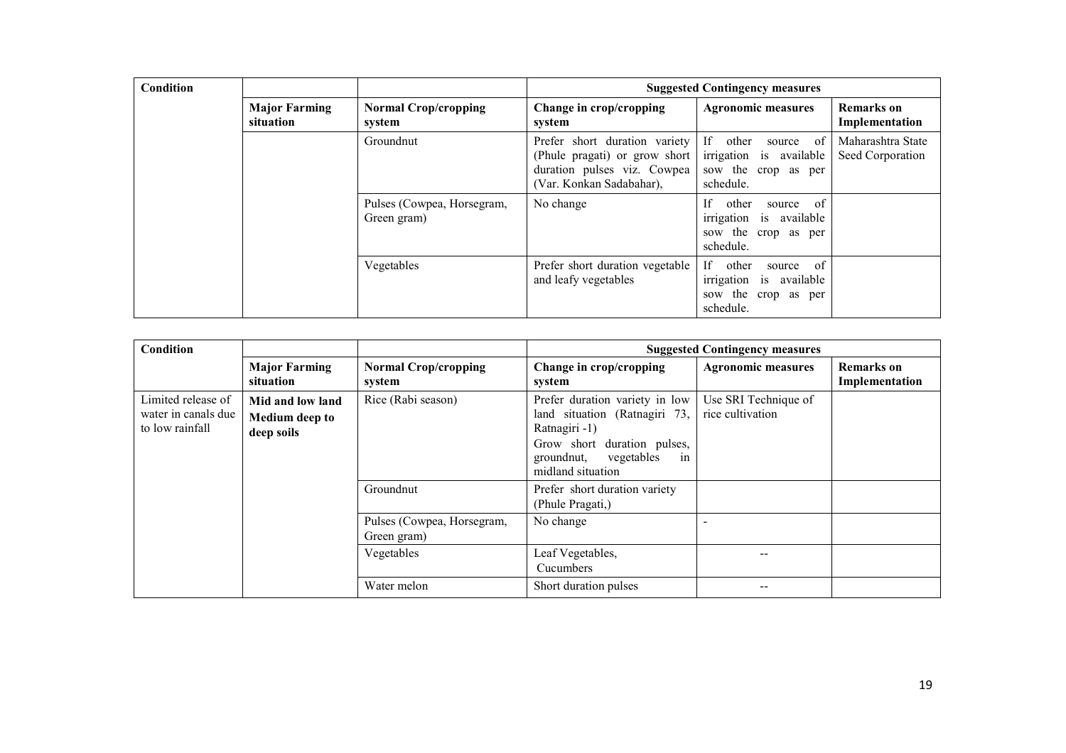| Condition | | | Suggested Contingency measures | | |
|---|---|---|---|---|---|
| | **Major Farming situation** | **Normal Crop/cropping system** | **Change in crop/cropping system** | **Agronomic measures** | **Remarks on Implementation** |
| | | Groundnut | Prefer short duration variety (Phule pragati) or grow short duration pulses viz. Cowpea (Var. Konkan Sadabahar), | If other source of irrigation is available sow the crop as per schedule. | Maharashtra State Seed Corporation |
| | | Pulses (Cowpea, Horsegram, Green gram) | No change | If other source of irrigation is available sow the crop as per schedule. | |
| | | Vegetables | Prefer short duration vegetable and leafy vegetables | If other source of irrigation is available sow the crop as per schedule. | |

| Condition | | | Suggested Contingency measures | | |
|---|---|---|---|---|---|
| | **Major Farming situation** | **Normal Crop/cropping system** | **Change in crop/cropping system** | **Agronomic measures** | **Remarks on Implementation** |
| Limited release of water in canals due to low rainfall | **Mid and low land Medium deep to deep soils** | Rice (Rabi season) | Prefer duration variety in low land situation (Ratnagiri 73, Ratnagiri -1)<br>Grow short duration pulses, groundnut, vegetables in midland situation | Use SRI Technique of rice cultivation | |
| | | Groundnut | Prefer short duration variety (Phule Pragati,) | | |
| | | Pulses (Cowpea, Horsegram, Green gram) | No change | - | |
| | | Vegetables | Leaf Vegetables,<br>Cucumbers | -- | |
| | | Water melon | Short duration pulses | -- | |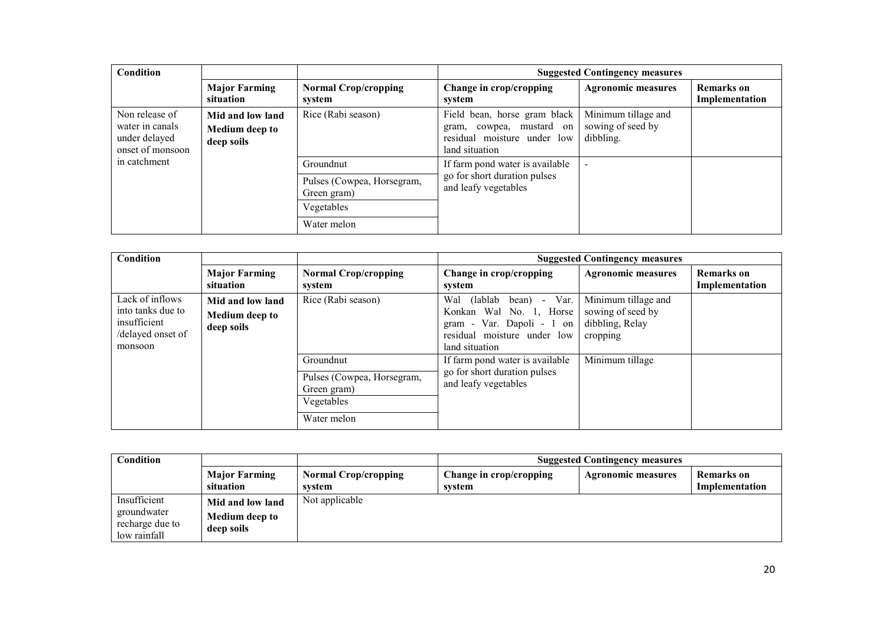| Condition | | | Suggested Contingency measures | | |
|---|---|---|---|---|---|
| | **Major Farming situation** | **Normal Crop/cropping system** | **Change in crop/cropping system** | **Agronomic measures** | **Remarks on Implementation** |
| Non release of water in canals under delayed onset of monsoon in catchment | **Mid and low land Medium deep to deep soils** | Rice (Rabi season) | Field bean, horse gram black gram, cowpea, mustard on residual moisture under low land situation | Minimum tillage and sowing of seed by dibbling. | |
| | | Groundnut | If farm pond water is available go for short duration pulses and leafy vegetables | - | |
| | | Pulses (Cowpea, Horsegram, Green gram) | | | |
| | | Vegetables | | | |
| | | Water melon | | | |

| Condition | | | Suggested Contingency measures | | |
|---|---|---|---|---|---|
| | **Major Farming situation** | **Normal Crop/cropping system** | **Change in crop/cropping system** | **Agronomic measures** | **Remarks on Implementation** |
| Lack of inflows into tanks due to insufficient /delayed onset of monsoon | **Mid and low land Medium deep to deep soils** | Rice (Rabi season) | Wal (lablab bean) - Var. Konkan Wal No. 1, Horse gram - Var. Dapoli - 1 on residual moisture under low land situation | Minimum tillage and sowing of seed by dibbling, Relay cropping | |
| | | Groundnut | If farm pond water is available go for short duration pulses and leafy vegetables | Minimum tillage | |
| | | Pulses (Cowpea, Horsegram, Green gram) | | | |
| | | Vegetables | | | |
| | | Water melon | | | |

| Condition | | | Suggested Contingency measures | | |
|---|---|---|---|---|---|
| | **Major Farming situation** | **Normal Crop/cropping system** | **Change in crop/cropping system** | **Agronomic measures** | **Remarks on Implementation** |
| Insufficient groundwater recharge due to low rainfall | **Mid and low land Medium deep to deep soils** | Not applicable | | | |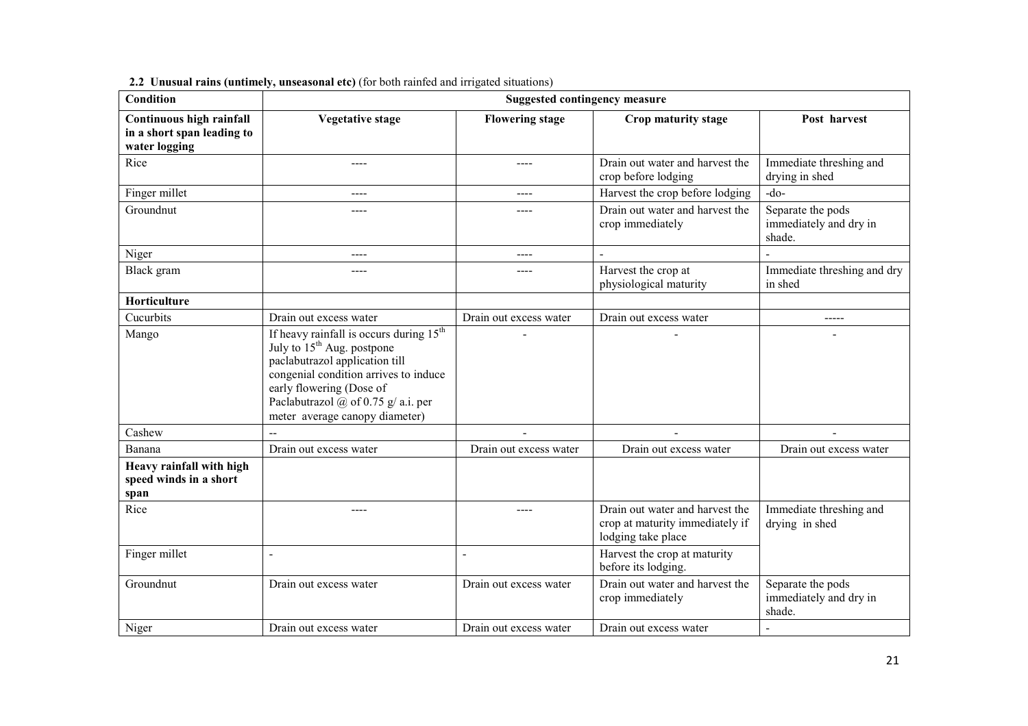**2.2 Unusual rains (untimely, unseasonal etc)** (for both rainfed and irrigated situations)

| Condition | Suggested contingency measure | | | |
|---|---|---|---|---|
| **Continuous high rainfall in a short span leading to water logging** | **Vegetative stage** | **Flowering stage** | **Crop maturity stage** | **Post harvest** |
| Rice | ---- | ---- | Drain out water and harvest the crop before lodging | Immediate threshing and drying in shed |
| Finger millet | ---- | ---- | Harvest the crop before lodging | -do- |
| Groundnut | ---- | ---- | Drain out water and harvest the crop immediately | Separate the pods immediately and dry in shade. |
| Niger | ---- | ---- | - | - |
| Black gram | ---- | ---- | Harvest the crop at physiological maturity | Immediate threshing and dry in shed |
| **Horticulture** | | | | |
| Cucurbits | Drain out excess water | Drain out excess water | Drain out excess water | ----- |
| Mango | If heavy rainfall is occurs during 15th July to 15th Aug. postpone paclabutrazol application till congenial condition arrives to induce early flowering (Dose of Paclabutrazol @ of 0.75 g/ a.i. per meter average canopy diameter) | - | - | - |
| Cashew | -- | - | - | - |
| Banana | Drain out excess water | Drain out excess water | Drain out excess water | Drain out excess water |
| **Heavy rainfall with high speed winds in a short span** | | | | |
| Rice | ---- | ---- | Drain out water and harvest the crop at maturity immediately if lodging take place | Immediate threshing and drying in shed |
| Finger millet | - | - | Harvest the crop at maturity before its lodging. | |
| Groundnut | Drain out excess water | Drain out excess water | Drain out water and harvest the crop immediately | Separate the pods immediately and dry in shade. |
| Niger | Drain out excess water | Drain out excess water | Drain out excess water | - |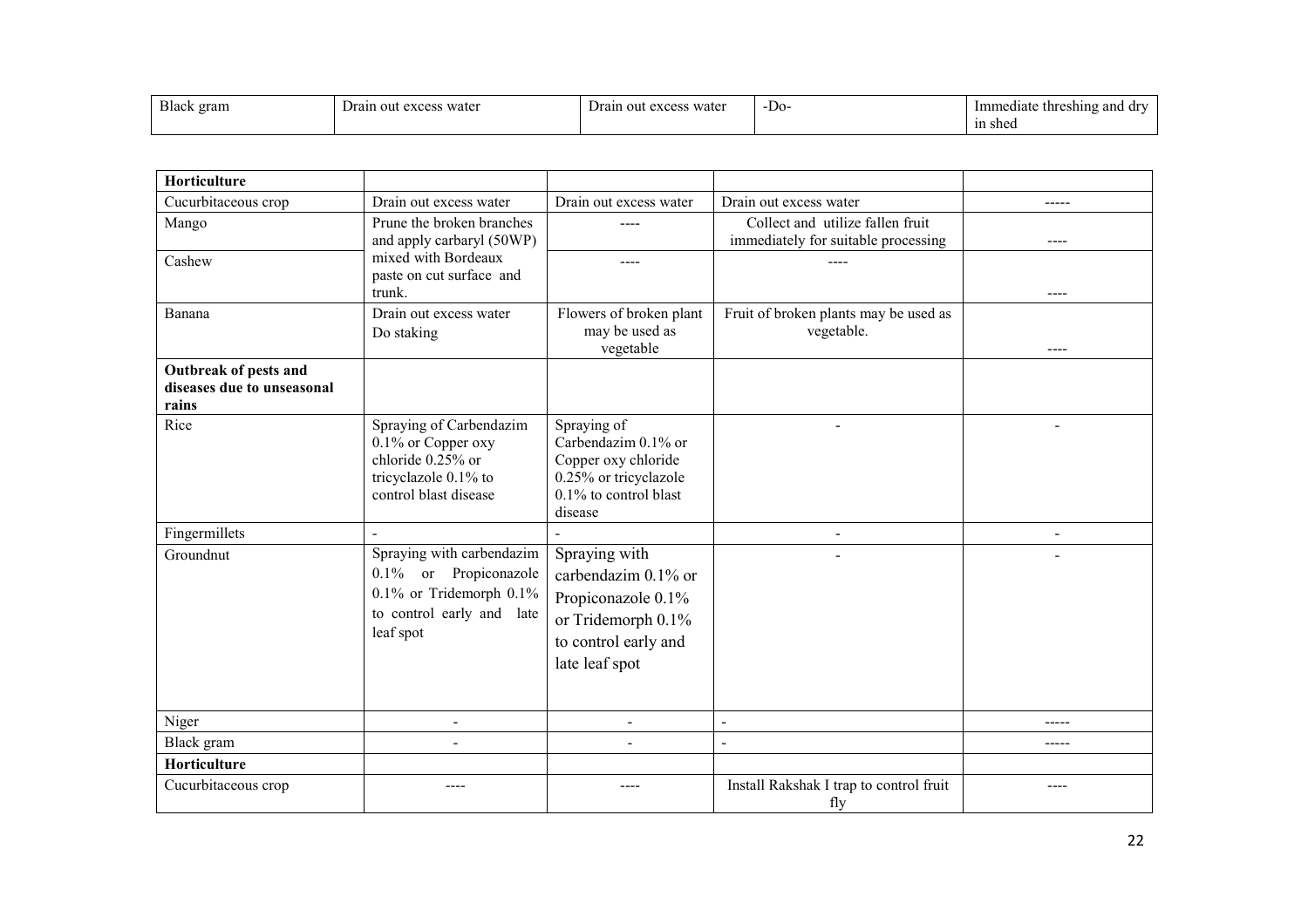| Black gram | Drain out excess water | Drain out excess water | -Do- | Immediate threshing and dry in shed |
|---|---|---|---|---|

| **Horticulture** | | | | |
|---|---|---|---|---|
| Cucurbitaceous crop | Drain out excess water | Drain out excess water | Drain out excess water | ----- |
| Mango | Prune the broken branches and apply carbaryl (50WP) mixed with Bordeaux paste on cut surface and trunk. | ---- | Collect and utilize fallen fruit immediately for suitable processing | ---- |
| Cashew | | ---- | ---- | ---- |
| Banana | Drain out excess water Do staking | Flowers of broken plant may be used as vegetable | Fruit of broken plants may be used as vegetable. | ---- |
| **Outbreak of pests and diseases due to unseasonal rains** | | | | |
| Rice | Spraying of Carbendazim 0.1% or Copper oxy chloride 0.25% or tricyclazole 0.1% to control blast disease | Spraying of Carbendazim 0.1% or Copper oxy chloride 0.25% or tricyclazole 0.1% to control blast disease | - | - |
| Fingermillets | - | - | - | - |
| Groundnut | Spraying with carbendazim 0.1% or Propiconazole 0.1% or Tridemorph 0.1% to control early and late leaf spot | Spraying with carbendazim 0.1% or Propiconazole 0.1% or Tridemorph 0.1% to control early and late leaf spot | - | - |
| Niger | - | - | - | ----- |
| Black gram | - | - | - | ----- |
| **Horticulture** | | | | |
| Cucurbitaceous crop | ---- | ---- | Install Rakshak I trap to control fruit fly | ---- |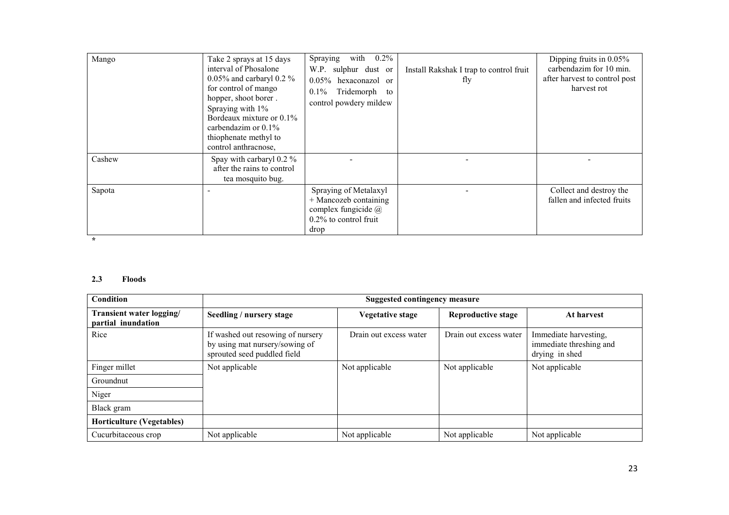| Mango | Take 2 sprays at 15 days interval of Phosalone 0.05% and carbaryl 0.2 % for control of mango hopper, shoot borer . Spraying with 1% Bordeaux mixture or 0.1% carbendazim or 0.1% thiophenate methyl to control anthracnose, | Spraying with 0.2% W.P. sulphur dust or 0.05% hexaconazol or 0.1% Tridemorph to control powdery mildew | Install Rakshak I trap to control fruit fly | Dipping fruits in 0.05% carbendazim for 10 min. after harvest to control post harvest rot |
|---|---|---|---|---|
| Cashew | Spay with carbaryl 0.2 % after the rains to control tea mosquito bug. | - | - | - |
| Sapota | - | Spraying of Metalaxyl + Mancozeb containing complex fungicide @ 0.2% to control fruit drop | - | Collect and destroy the fallen and infected fruits |

*

### 2.3 Floods

| Condition | Suggested contingency measure | | | |
|---|---|---|---|---|
| **Transient water logging/ partial inundation** | **Seedling / nursery stage** | **Vegetative stage** | **Reproductive stage** | **At harvest** |
| Rice | If washed out resowing of nursery by using mat nursery/sowing of sprouted seed puddled field | Drain out excess water | Drain out excess water | Immediate harvesting, immediate threshing and drying in shed |
| Finger millet | Not applicable | Not applicable | Not applicable | Not applicable |
| Groundnut | | | | |
| Niger | | | | |
| Black gram | | | | |
| **Horticulture (Vegetables)** | | | | |
| Cucurbitaceous crop | Not applicable | Not applicable | Not applicable | Not applicable |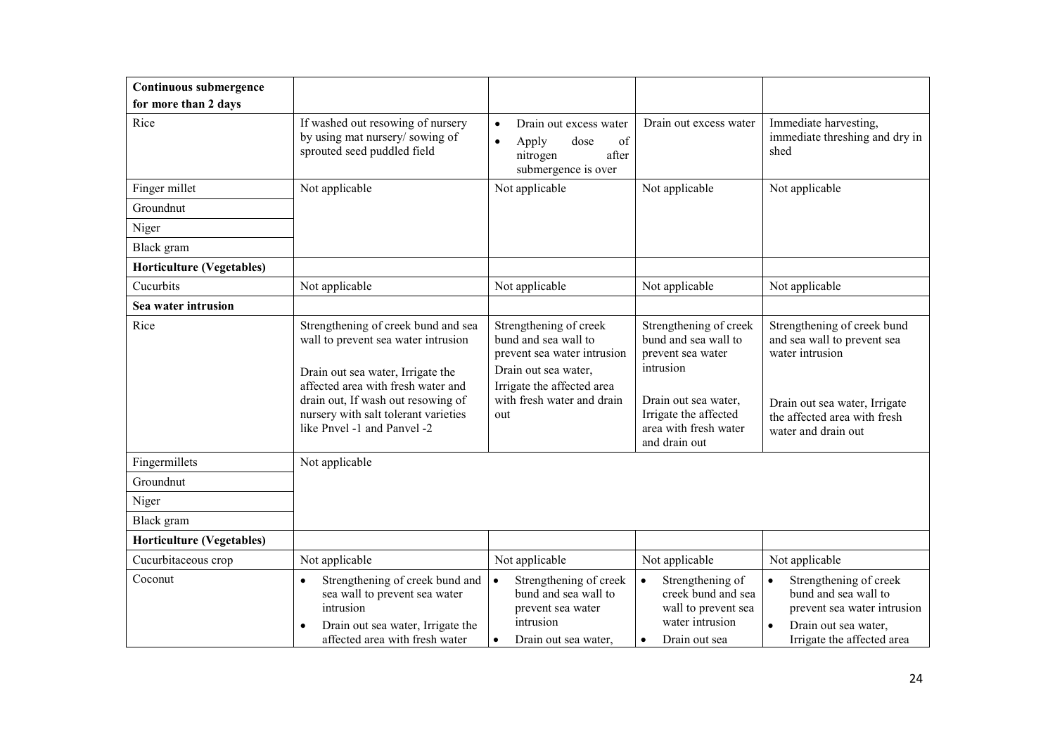| **Continuous submergence for more than 2 days** | | | | |
|---|---|---|---|---|
| Rice | If washed out resowing of nursery by using mat nursery/ sowing of sprouted seed puddled field | • Drain out excess water<br>• Apply dose of nitrogen after submergence is over | Drain out excess water | Immediate harvesting, immediate threshing and dry in shed |
| Finger millet | Not applicable | Not applicable | Not applicable | Not applicable |
| Groundnut | | | | |
| Niger | | | | |
| Black gram | | | | |
| **Horticulture (Vegetables)** | | | | |
| Cucurbits | Not applicable | Not applicable | Not applicable | Not applicable |
| **Sea water intrusion** | | | | |
| Rice | Strengthening of creek bund and sea wall to prevent sea water intrusion<br><br>Drain out sea water, Irrigate the affected area with fresh water and drain out, If wash out resowing of nursery with salt tolerant varieties like Pnvel -1 and Panvel -2 | Strengthening of creek bund and sea wall to prevent sea water intrusion<br>Drain out sea water, Irrigate the affected area with fresh water and drain out | Strengthening of creek bund and sea wall to prevent sea water intrusion<br><br>Drain out sea water, Irrigate the affected area with fresh water and drain out | Strengthening of creek bund and sea wall to prevent sea water intrusion<br><br>Drain out sea water, Irrigate the affected area with fresh water and drain out |
| Fingermillets | Not applicable | | | |
| Groundnut | | | | |
| Niger | | | | |
| Black gram | | | | |
| **Horticulture (Vegetables)** | | | | |
| Cucurbitaceous crop | Not applicable | Not applicable | Not applicable | Not applicable |
| Coconut | • Strengthening of creek bund and sea wall to prevent sea water intrusion<br>• Drain out sea water, Irrigate the affected area with fresh water | • Strengthening of creek bund and sea wall to prevent sea water intrusion<br>• Drain out sea water, | • Strengthening of creek bund and sea wall to prevent sea water intrusion<br>• Drain out sea | • Strengthening of creek bund and sea wall to prevent sea water intrusion<br>• Drain out sea water, Irrigate the affected area |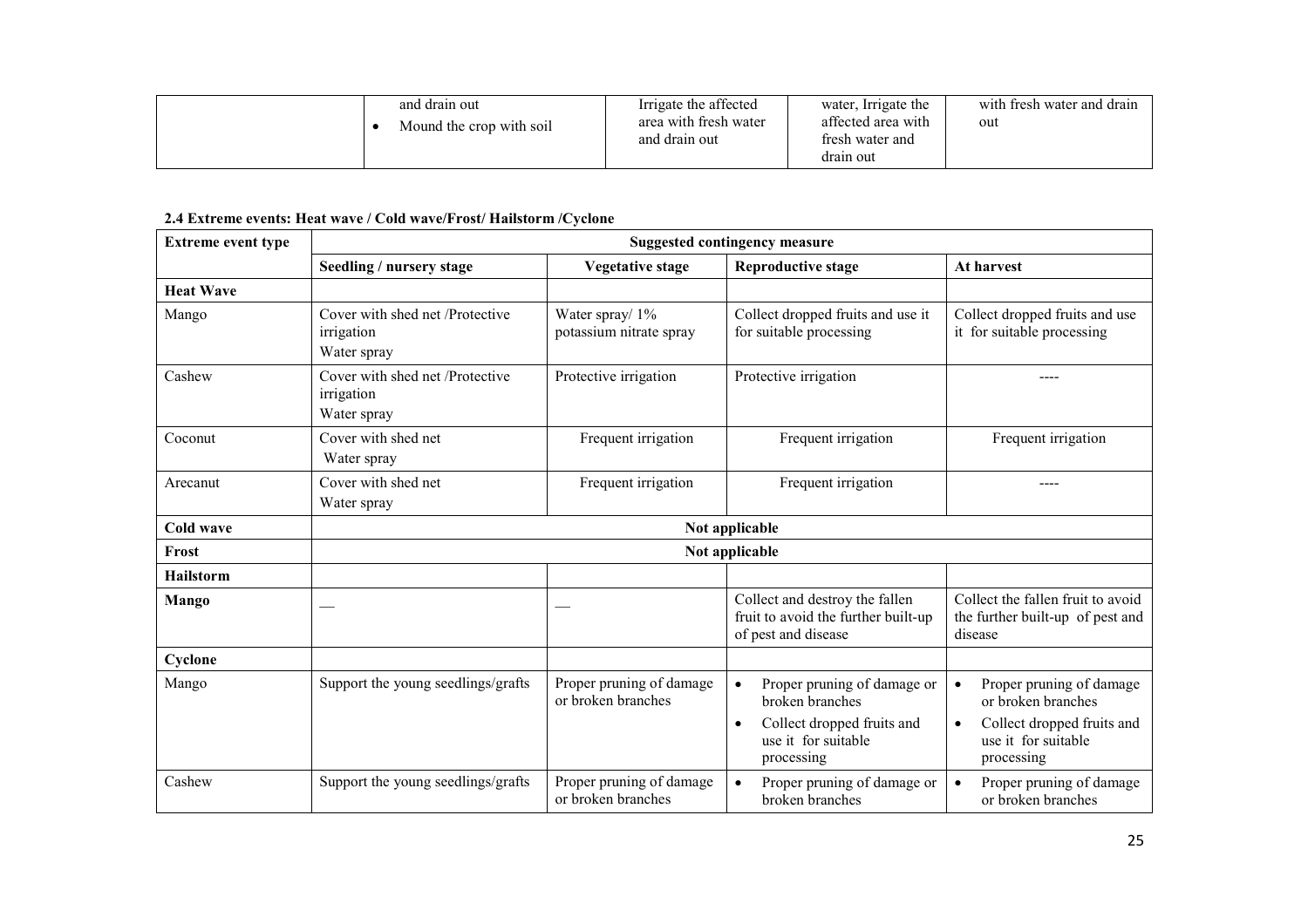| | • and drain out<br>• Mound the crop with soil | Irrigate the affected area with fresh water and drain out | water, Irrigate the affected area with fresh water and drain out | with fresh water and drain out |
|---|---|---|---|---|

**2.4 Extreme events: Heat wave / Cold wave/Frost/ Hailstorm /Cyclone**

| Extreme event type | Suggested contingency measure | | | |
|---|---|---|---|---|
| | **Seedling / nursery stage** | **Vegetative stage** | **Reproductive stage** | **At harvest** |
| **Heat Wave** | | | | |
| Mango | Cover with shed net /Protective irrigation<br>Water spray | Water spray/ 1% potassium nitrate spray | Collect dropped fruits and use it for suitable processing | Collect dropped fruits and use it for suitable processing |
| Cashew | Cover with shed net /Protective irrigation<br>Water spray | Protective irrigation | Protective irrigation | ---- |
| Coconut | Cover with shed net<br>Water spray | Frequent irrigation | Frequent irrigation | Frequent irrigation |
| Arecanut | Cover with shed net<br>Water spray | Frequent irrigation | Frequent irrigation | ---- |
| **Cold wave** | **Not applicable** | | | |
| **Frost** | **Not applicable** | | | |
| **Hailstorm** | | | | |
| **Mango** | — | — | Collect and destroy the fallen fruit to avoid the further built-up of pest and disease | Collect the fallen fruit to avoid the further built-up of pest and disease |
| **Cyclone** | | | | |
| Mango | Support the young seedlings/grafts | Proper pruning of damage or broken branches | • Proper pruning of damage or broken branches<br>• Collect dropped fruits and use it for suitable processing | • Proper pruning of damage or broken branches<br>• Collect dropped fruits and use it for suitable processing |
| Cashew | Support the young seedlings/grafts | Proper pruning of damage or broken branches | • Proper pruning of damage or broken branches | • Proper pruning of damage or broken branches |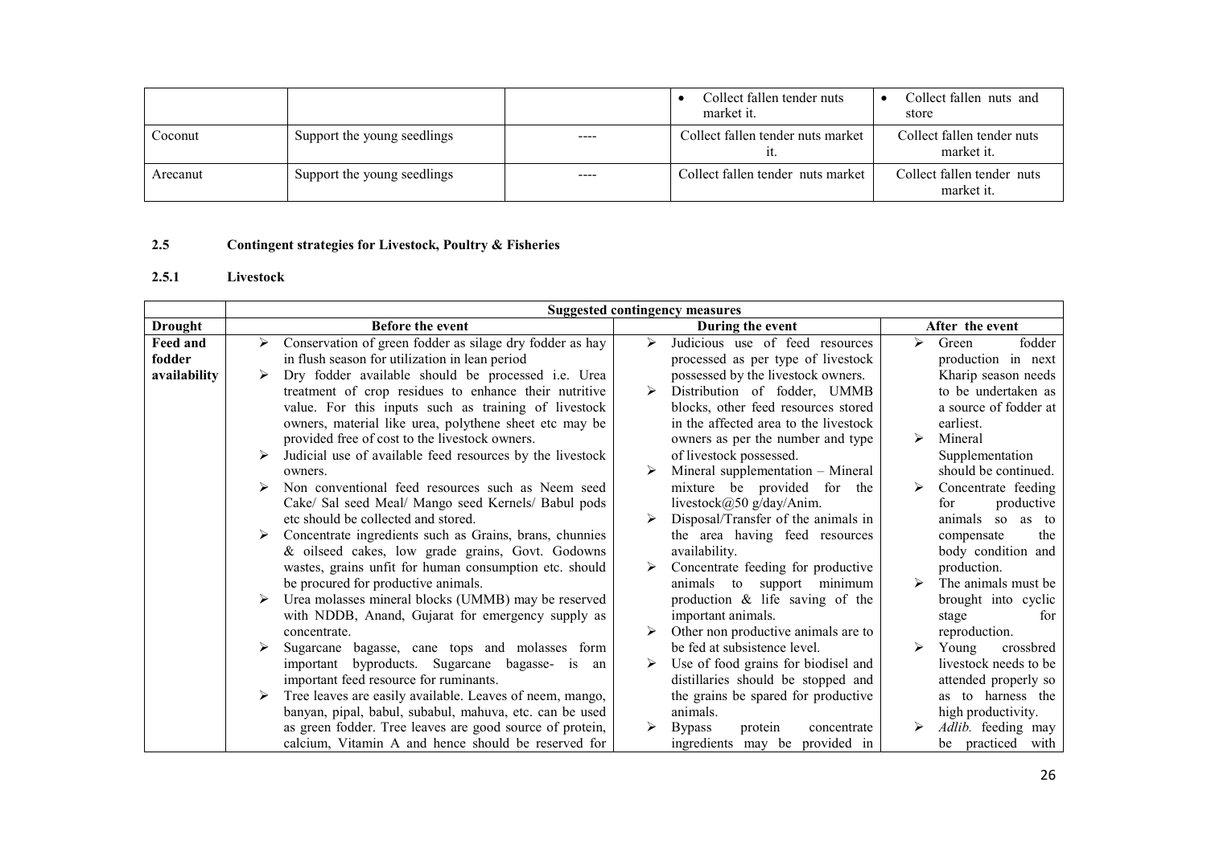| | | | | |
|---|---|---|---|---|
| | | | • Collect fallen tender nuts market it. | • Collect fallen nuts and store |
| Coconut | Support the young seedlings | ---- | Collect fallen tender nuts market it. | Collect fallen tender nuts market it. |
| Arecanut | Support the young seedlings | ---- | Collect fallen tender nuts market | Collect fallen tender nuts market it. |

## 2.5 Contingent strategies for Livestock, Poultry & Fisheries

### 2.5.1 Livestock

| | Suggested contingency measures | | |
|---|---|---|---|
| **Drought** | **Before the event** | **During the event** | **After the event** |
| **Feed and fodder availability** | ➢ Conservation of green fodder as silage dry fodder as hay in flush season for utilization in lean period<br>➢ Dry fodder available should be processed i.e. Urea treatment of crop residues to enhance their nutritive value. For this inputs such as training of livestock owners, material like urea, polythene sheet etc may be provided free of cost to the livestock owners.<br>➢ Judicial use of available feed resources by the livestock owners.<br>➢ Non conventional feed resources such as Neem seed Cake/ Sal seed Meal/ Mango seed Kernels/ Babul pods etc should be collected and stored.<br>➢ Concentrate ingredients such as Grains, brans, chunnies & oilseed cakes, low grade grains, Govt. Godowns wastes, grains unfit for human consumption etc. should be procured for productive animals.<br>➢ Urea molasses mineral blocks (UMMB) may be reserved with NDDB, Anand, Gujarat for emergency supply as concentrate.<br>➢ Sugarcane bagasse, cane tops and molasses form important byproducts. Sugarcane bagasse- is an important feed resource for ruminants.<br>➢ Tree leaves are easily available. Leaves of neem, mango, banyan, pipal, babul, subabul, mahuva, etc. can be used as green fodder. Tree leaves are good source of protein, calcium, Vitamin A and hence should be reserved for | ➢ Judicious use of feed resources processed as per type of livestock possessed by the livestock owners.<br>➢ Distribution of fodder, UMMB blocks, other feed resources stored in the affected area to the livestock owners as per the number and type of livestock possessed.<br>➢ Mineral supplementation – Mineral mixture be provided for the livestock@50 g/day/Anim.<br>➢ Disposal/Transfer of the animals in the area having feed resources availability.<br>➢ Concentrate feeding for productive animals to support minimum production & life saving of the important animals.<br>➢ Other non productive animals are to be fed at subsistence level.<br>➢ Use of food grains for biodisel and distillaries should be stopped and the grains be spared for productive animals.<br>➢ Bypass protein concentrate ingredients may be provided in | ➢ Green fodder production in next Kharip season needs to be undertaken as a source of fodder at earliest.<br>➢ Mineral Supplementation should be continued.<br>➢ Concentrate feeding for productive animals so as to compensate the body condition and production.<br>➢ The animals must be brought into cyclic stage for reproduction.<br>➢ Young crossbred livestock needs to be attended properly so as to harness the high productivity.<br>➢ *Adlib.* feeding may be practiced with |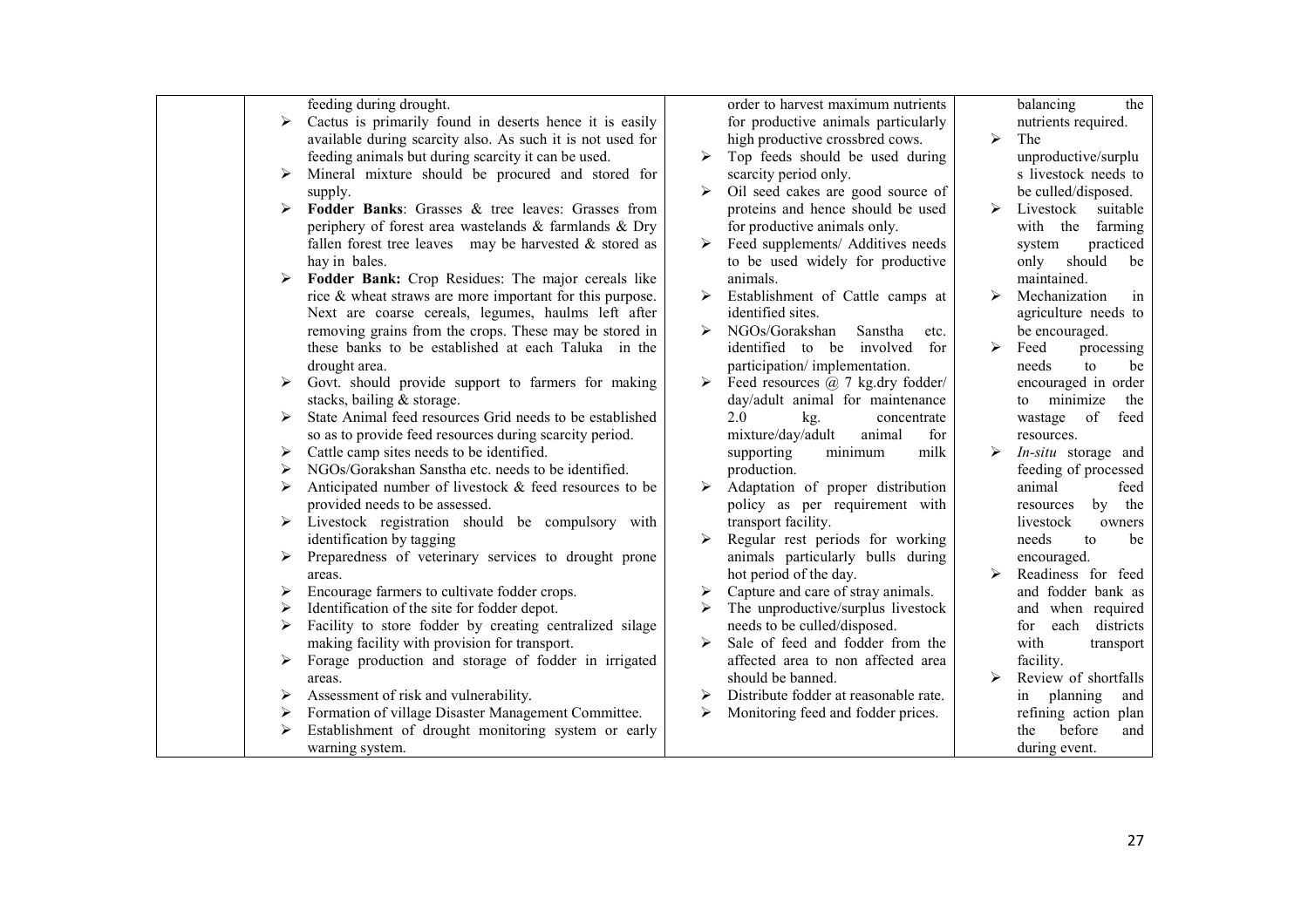| | | | |
|---|---|---|---|
| | feeding during drought.<br>➢ Cactus is primarily found in deserts hence it is easily available during scarcity also. As such it is not used for feeding animals but during scarcity it can be used.<br>➢ Mineral mixture should be procured and stored for supply.<br>➢ **Fodder Banks**: Grasses & tree leaves: Grasses from periphery of forest area wastelands & farmlands & Dry fallen forest tree leaves may be harvested & stored as hay in bales.<br>➢ **Fodder Bank:** Crop Residues: The major cereals like rice & wheat straws are more important for this purpose. Next are coarse cereals, legumes, haulms left after removing grains from the crops. These may be stored in these banks to be established at each Taluka in the drought area.<br>➢ Govt. should provide support to farmers for making stacks, bailing & storage.<br>➢ State Animal feed resources Grid needs to be established so as to provide feed resources during scarcity period.<br>➢ Cattle camp sites needs to be identified.<br>➢ NGOs/Gorakshan Sanstha etc. needs to be identified.<br>➢ Anticipated number of livestock & feed resources to be provided needs to be assessed.<br>➢ Livestock registration should be compulsory with identification by tagging<br>➢ Preparedness of veterinary services to drought prone areas.<br>➢ Encourage farmers to cultivate fodder crops.<br>➢ Identification of the site for fodder depot.<br>➢ Facility to store fodder by creating centralized silage making facility with provision for transport.<br>➢ Forage production and storage of fodder in irrigated areas.<br>➢ Assessment of risk and vulnerability.<br>➢ Formation of village Disaster Management Committee.<br>➢ Establishment of drought monitoring system or early warning system. | order to harvest maximum nutrients for productive animals particularly high productive crossbred cows.<br>➢ Top feeds should be used during scarcity period only.<br>➢ Oil seed cakes are good source of proteins and hence should be used for productive animals only.<br>➢ Feed supplements/ Additives needs to be used widely for productive animals.<br>➢ Establishment of Cattle camps at identified sites.<br>➢ NGOs/Gorakshan Sanstha etc. identified to be involved for participation/ implementation.<br>➢ Feed resources @ 7 kg.dry fodder/ day/adult animal for maintenance 2.0 kg. concentrate mixture/day/adult animal for supporting minimum milk production.<br>➢ Adaptation of proper distribution policy as per requirement with transport facility.<br>➢ Regular rest periods for working animals particularly bulls during hot period of the day.<br>➢ Capture and care of stray animals.<br>➢ The unproductive/surplus livestock needs to be culled/disposed.<br>➢ Sale of feed and fodder from the affected area to non affected area should be banned.<br>➢ Distribute fodder at reasonable rate.<br>➢ Monitoring feed and fodder prices. | balancing the nutrients required.<br>➢ The unproductive/surplus livestock needs to be culled/disposed.<br>➢ Livestock suitable with the farming system practiced only should be maintained.<br>➢ Mechanization in agriculture needs to be encouraged.<br>➢ Feed processing needs to be encouraged in order to minimize the wastage of feed resources.<br>➢ *In-situ* storage and feeding of processed animal feed resources by the livestock owners needs to be encouraged.<br>➢ Readiness for feed and fodder bank as and when required for each districts with transport facility.<br>➢ Review of shortfalls in planning and refining action plan the before and during event. |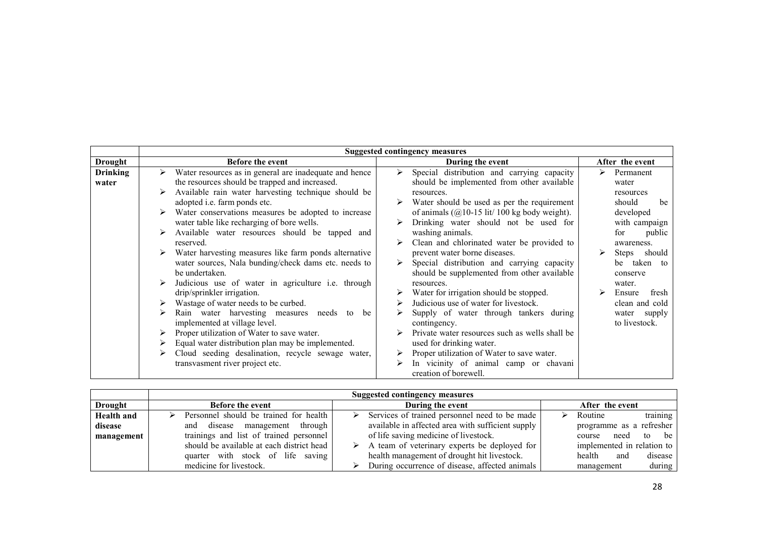| | Suggested contingency measures | | |
|---|---|---|---|
| **Drought** | **Before the event** | **During the event** | **After the event** |
| **Drinking water** | ➢ Water resources as in general are inadequate and hence the resources should be trapped and increased.<br>➢ Available rain water harvesting technique should be adopted i.e. farm ponds etc.<br>➢ Water conservations measures be adopted to increase water table like recharging of bore wells.<br>➢ Available water resources should be tapped and reserved.<br>➢ Water harvesting measures like farm ponds alternative water sources, Nala bunding/check dams etc. needs to be undertaken.<br>➢ Judicious use of water in agriculture i.e. through drip/sprinkler irrigation.<br>➢ Wastage of water needs to be curbed.<br>➢ Rain water harvesting measures needs to be implemented at village level.<br>➢ Proper utilization of Water to save water.<br>➢ Equal water distribution plan may be implemented.<br>➢ Cloud seeding desalination, recycle sewage water, transvasment river project etc. | ➢ Special distribution and carrying capacity should be implemented from other available resources.<br>➢ Water should be used as per the requirement of animals (@10-15 lit/ 100 kg body weight).<br>➢ Drinking water should not be used for washing animals.<br>➢ Clean and chlorinated water be provided to prevent water borne diseases.<br>➢ Special distribution and carrying capacity should be supplemented from other available resources.<br>➢ Water for irrigation should be stopped.<br>➢ Judicious use of water for livestock.<br>➢ Supply of water through tankers during contingency.<br>➢ Private water resources such as wells shall be used for drinking water.<br>➢ Proper utilization of Water to save water.<br>➢ In vicinity of animal camp or chavani creation of borewell. | ➢ Permanent water resources should be developed with campaign for public awareness.<br>➢ Steps should be taken to conserve water.<br>➢ Ensure fresh clean and cold water supply to livestock. |

| | Suggested contingency measures | | |
|---|---|---|---|
| **Drought** | **Before the event** | **During the event** | **After the event** |
| **Health and disease management** | ➢ Personnel should be trained for health and disease management through trainings and list of trained personnel should be available at each district head quarter with stock of life saving medicine for livestock. | ➢ Services of trained personnel need to be made available in affected area with sufficient supply of life saving medicine of livestock.<br>➢ A team of veterinary experts be deployed for health management of drought hit livestock.<br>➢ During occurrence of disease, affected animals | ➢ Routine training programme as a refresher course need to be implemented in relation to health and disease management during |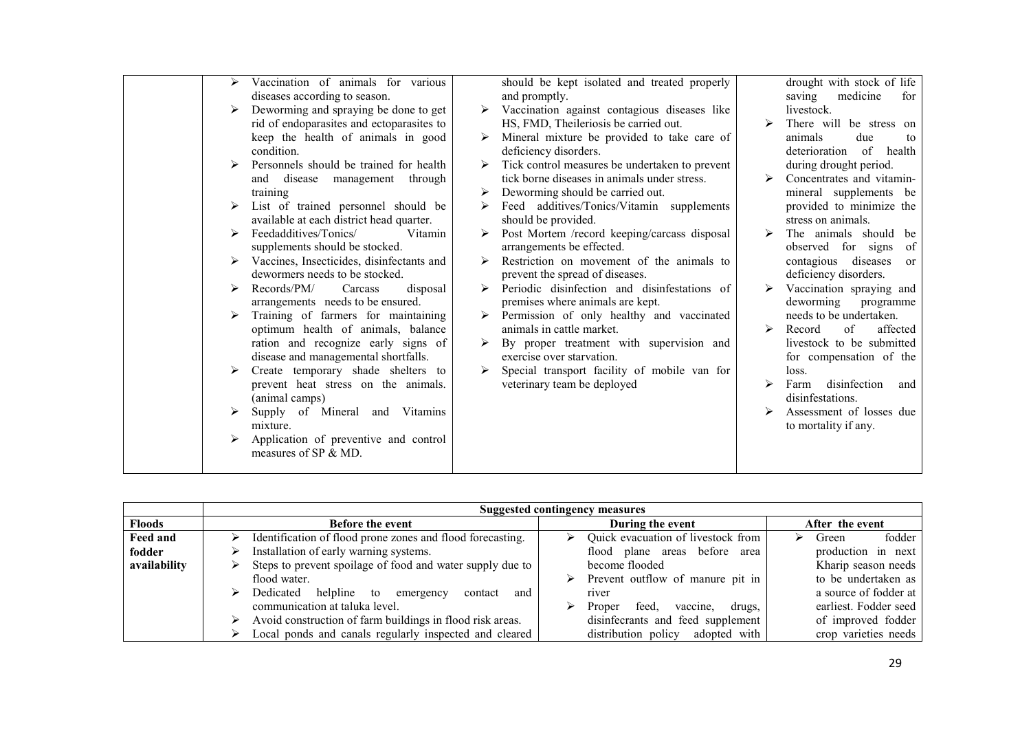| | | | |
|---|---|---|---|
| | ➢ Vaccination of animals for various diseases according to season.<br>➢ Deworming and spraying be done to get rid of endoparasites and ectoparasites to keep the health of animals in good condition.<br>➢ Personnels should be trained for health and disease management through training<br>➢ List of trained personnel should be available at each district head quarter.<br>➢ Feedadditives/Tonics/ Vitamin supplements should be stocked.<br>➢ Vaccines, Insecticides, disinfectants and dewormers needs to be stocked.<br>➢ Records/PM/ Carcass disposal arrangements needs to be ensured.<br>➢ Training of farmers for maintaining optimum health of animals, balance ration and recognize early signs of disease and managemental shortfalls.<br>➢ Create temporary shade shelters to prevent heat stress on the animals. (animal camps)<br>➢ Supply of Mineral and Vitamins mixture.<br>➢ Application of preventive and control measures of SP & MD. | should be kept isolated and treated properly and promptly.<br>➢ Vaccination against contagious diseases like HS, FMD, Theileriosis be carried out.<br>➢ Mineral mixture be provided to take care of deficiency disorders.<br>➢ Tick control measures be undertaken to prevent tick borne diseases in animals under stress.<br>➢ Deworming should be carried out.<br>➢ Feed additives/Tonics/Vitamin supplements should be provided.<br>➢ Post Mortem /record keeping/carcass disposal arrangements be effected.<br>➢ Restriction on movement of the animals to prevent the spread of diseases.<br>➢ Periodic disinfection and disinfestations of premises where animals are kept.<br>➢ Permission of only healthy and vaccinated animals in cattle market.<br>➢ By proper treatment with supervision and exercise over starvation.<br>➢ Special transport facility of mobile van for veterinary team be deployed | drought with stock of life saving medicine for livestock.<br>➢ There will be stress on animals due to deterioration of health during drought period.<br>➢ Concentrates and vitamin-mineral supplements be provided to minimize the stress on animals.<br>➢ The animals should be observed for signs of contagious diseases or deficiency disorders.<br>➢ Vaccination spraying and deworming programme needs to be undertaken.<br>➢ Record of affected livestock to be submitted for compensation of the loss.<br>➢ Farm disinfection and disinfestations.<br>➢ Assessment of losses due to mortality if any. |

| | Suggested contingency measures | | |
|---|---|---|---|
| **Floods** | **Before the event** | **During the event** | **After the event** |
| **Feed and fodder availability** | ➢ Identification of flood prone zones and flood forecasting.<br>➢ Installation of early warning systems.<br>➢ Steps to prevent spoilage of food and water supply due to flood water.<br>➢ Dedicated helpline to emergency contact and communication at taluka level.<br>➢ Avoid construction of farm buildings in flood risk areas.<br>➢ Local ponds and canals regularly inspected and cleared | ➢ Quick evacuation of livestock from flood plane areas before area become flooded<br>➢ Prevent outflow of manure pit in river<br>➢ Proper feed, vaccine, drugs, disinfecrants and feed supplement distribution policy adopted with | ➢ Green fodder production in next Kharip season needs to be undertaken as a source of fodder at earliest. Fodder seed of improved fodder crop varieties needs |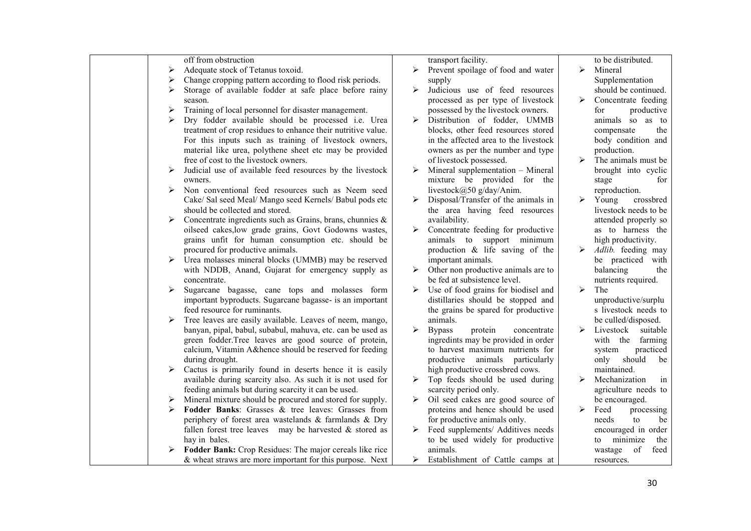| | | | |
|---|---|---|---|
| | off from obstruction<br>➢ Adequate stock of Tetanus toxoid.<br>➢ Change cropping pattern according to flood risk periods.<br>➢ Storage of available fodder at safe place before rainy season.<br>➢ Training of local personnel for disaster management.<br>➢ Dry fodder available should be processed i.e. Urea treatment of crop residues to enhance their nutritive value. For this inputs such as training of livestock owners, material like urea, polythene sheet etc may be provided free of cost to the livestock owners.<br>➢ Judicial use of available feed resources by the livestock owners.<br>➢ Non conventional feed resources such as Neem seed Cake/ Sal seed Meal/ Mango seed Kernels/ Babul pods etc should be collected and stored.<br>➢ Concentrate ingredients such as Grains, brans, chunnies & oilseed cakes,low grade grains, Govt Godowns wastes, grains unfit for human consumption etc. should be procured for productive animals.<br>➢ Urea molasses mineral blocks (UMMB) may be reserved with NDDB, Anand, Gujarat for emergency supply as concentrate.<br>➢ Sugarcane bagasse, cane tops and molasses form important byproducts. Sugarcane bagasse- is an important feed resource for ruminants.<br>➢ Tree leaves are easily available. Leaves of neem, mango, banyan, pipal, babul, subabul, mahuva, etc. can be used as green fodder.Tree leaves are good source of protein, calcium, Vitamin A&hence should be reserved for feeding during drought.<br>➢ Cactus is primarily found in deserts hence it is easily available during scarcity also. As such it is not used for feeding animals but during scarcity it can be used.<br>➢ Mineral mixture should be procured and stored for supply.<br>➢ **Fodder Banks**: Grasses & tree leaves: Grasses from periphery of forest area wastelands & farmlands & Dry fallen forest tree leaves may be harvested & stored as hay in bales.<br>➢ **Fodder Bank:** Crop Residues: The major cereals like rice & wheat straws are more important for this purpose. Next | transport facility.<br>➢ Prevent spoilage of food and water supply<br>➢ Judicious use of feed resources processed as per type of livestock possessed by the livestock owners.<br>➢ Distribution of fodder, UMMB blocks, other feed resources stored in the affected area to the livestock owners as per the number and type of livestock possessed.<br>➢ Mineral supplementation – Mineral mixture be provided for the livestock@50 g/day/Anim.<br>➢ Disposal/Transfer of the animals in the area having feed resources availability.<br>➢ Concentrate feeding for productive animals to support minimum production & life saving of the important animals.<br>➢ Other non productive animals are to be fed at subsistence level.<br>➢ Use of food grains for biodisel and distillaries should be stopped and the grains be spared for productive animals.<br>➢ Bypass protein concentrate ingredints may be provided in order to harvest maximum nutrients for productive animals particularly high productive crossbred cows.<br>➢ Top feeds should be used during scarcity period only.<br>➢ Oil seed cakes are good source of proteins and hence should be used for productive animals only.<br>➢ Feed supplements/ Additives needs to be used widely for productive animals.<br>➢ Establishment of Cattle camps at | to be distributed.<br>➢ Mineral Supplementation should be continued.<br>➢ Concentrate feeding for productive animals so as to compensate the body condition and production.<br>➢ The animals must be brought into cyclic stage for reproduction.<br>➢ Young crossbred livestock needs to be attended properly so as to harness the high productivity.<br>➢ *Adlib.* feeding may be practiced with balancing the nutrients required.<br>➢ The unproductive/surplus livestock needs to be culled/disposed.<br>➢ Livestock suitable with the farming system practiced only should be maintained.<br>➢ Mechanization in agriculture needs to be encouraged.<br>➢ Feed processing needs to be encouraged in order to minimize the wastage of feed resources. |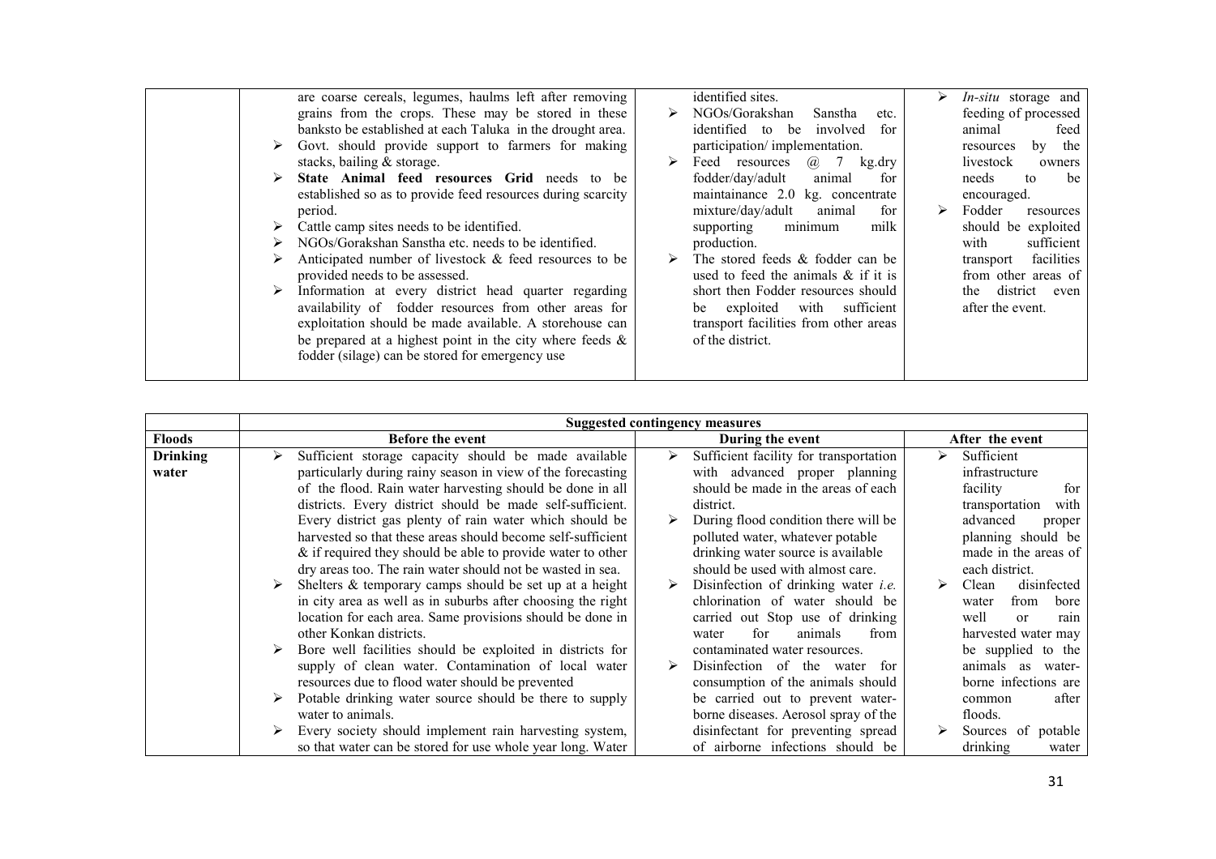| | | | |
|---|---|---|---|
| | are coarse cereals, legumes, haulms left after removing grains from the crops. These may be stored in these banksto be established at each Taluka in the drought area.<br>➢ Govt. should provide support to farmers for making stacks, bailing & storage.<br>➢ **State Animal feed resources Grid** needs to be established so as to provide feed resources during scarcity period.<br>➢ Cattle camp sites needs to be identified.<br>➢ NGOs/Gorakshan Sanstha etc. needs to be identified.<br>➢ Anticipated number of livestock & feed resources to be provided needs to be assessed.<br>➢ Information at every district head quarter regarding availability of fodder resources from other areas for exploitation should be made available. A storehouse can be prepared at a highest point in the city where feeds & fodder (silage) can be stored for emergency use | identified sites.<br>➢ NGOs/Gorakshan Sanstha etc. identified to be involved for participation/ implementation.<br>➢ Feed resources @ 7 kg.dry fodder/day/adult animal for maintainance 2.0 kg. concentrate mixture/day/adult animal for supporting minimum milk production.<br>➢ The stored feeds & fodder can be used to feed the animals & if it is short then Fodder resources should be exploited with sufficient transport facilities from other areas of the district. | ➢ *In-situ* storage and feeding of processed animal feed resources by the livestock owners needs to be encouraged.<br>➢ Fodder resources should be exploited with sufficient transport facilities from other areas of the district even after the event. |

| | Suggested contingency measures | | |
|---|---|---|---|
| **Floods** | **Before the event** | **During the event** | **After the event** |
| **Drinking water** | ➢ Sufficient storage capacity should be made available particularly during rainy season in view of the forecasting of the flood. Rain water harvesting should be done in all districts. Every district should be made self-sufficient. Every district gas plenty of rain water which should be harvested so that these areas should become self-sufficient & if required they should be able to provide water to other dry areas too. The rain water should not be wasted in sea.<br>➢ Shelters & temporary camps should be set up at a height in city area as well as in suburbs after choosing the right location for each area. Same provisions should be done in other Konkan districts.<br>➢ Bore well facilities should be exploited in districts for supply of clean water. Contamination of local water resources due to flood water should be prevented<br>➢ Potable drinking water source should be there to supply water to animals.<br>➢ Every society should implement rain harvesting system, so that water can be stored for use whole year long. Water | ➢ Sufficient facility for transportation with advanced proper planning should be made in the areas of each district.<br>➢ During flood condition there will be polluted water, whatever potable drinking water source is available should be used with almost care.<br>➢ Disinfection of drinking water *i.e.* chlorination of water should be carried out Stop use of drinking water for animals from contaminated water resources.<br>➢ Disinfection of the water for consumption of the animals should be carried out to prevent water-borne diseases. Aerosol spray of the disinfectant for preventing spread of airborne infections should be | ➢ Sufficient infrastructure facility for transportation with advanced proper planning should be made in the areas of each district.<br>➢ Clean disinfected water from bore well or rain harvested water may be supplied to the animals as water-borne infections are common after floods.<br>➢ Sources of potable drinking water |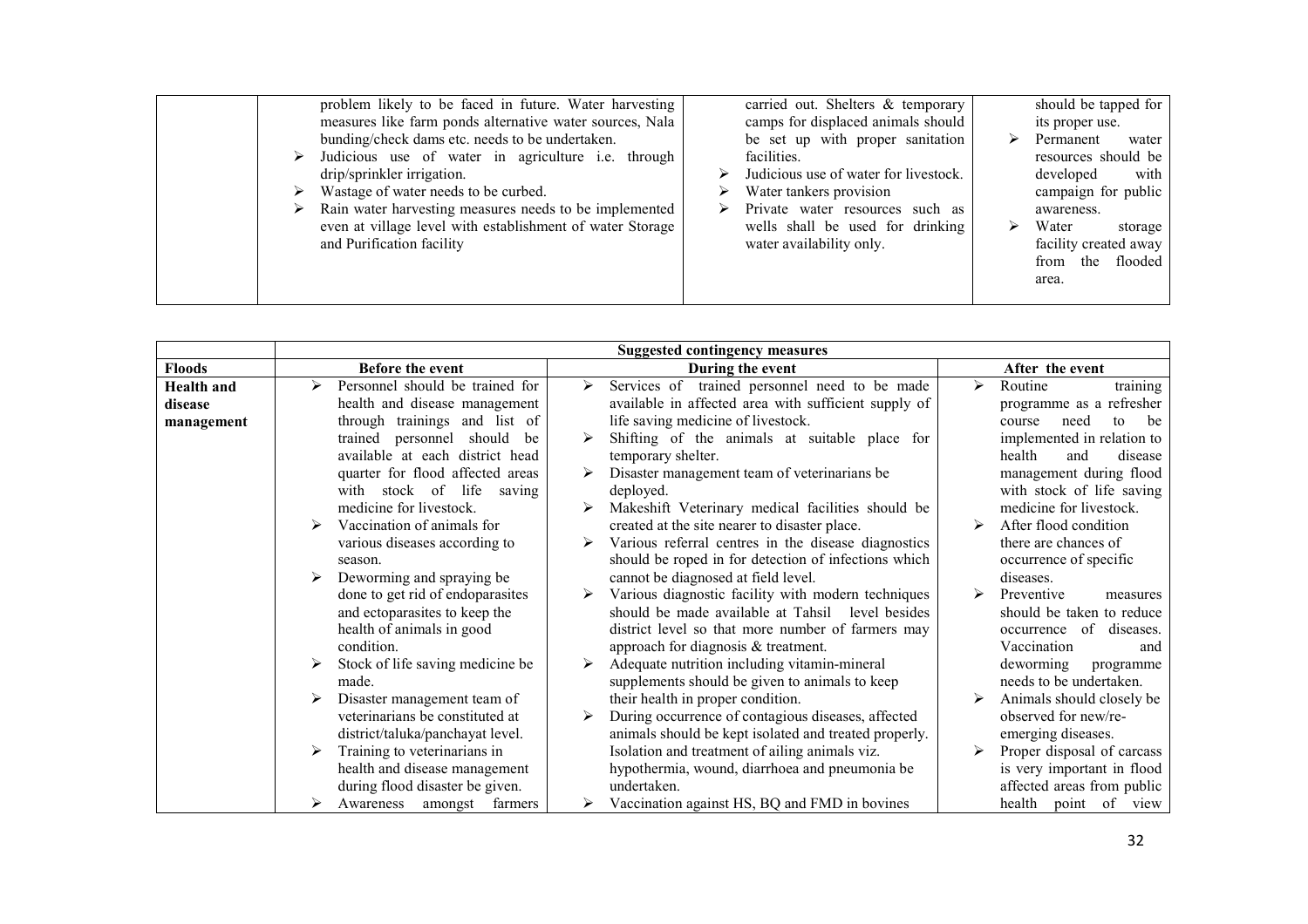| | | | |
|---|---|---|---|
| | problem likely to be faced in future. Water harvesting measures like farm ponds alternative water sources, Nala bunding/check dams etc. needs to be undertaken.<br>➢ Judicious use of water in agriculture i.e. through drip/sprinkler irrigation.<br>➢ Wastage of water needs to be curbed.<br>➢ Rain water harvesting measures needs to be implemented even at village level with establishment of water Storage and Purification facility | carried out. Shelters & temporary camps for displaced animals should be set up with proper sanitation facilities.<br>➢ Judicious use of water for livestock.<br>➢ Water tankers provision<br>➢ Private water resources such as wells shall be used for drinking water availability only. | should be tapped for its proper use.<br>➢ Permanent water resources should be developed with campaign for public awareness.<br>➢ Water storage facility created away from the flooded area. |

| | Suggested contingency measures | | |
|---|---|---|---|
| **Floods** | **Before the event** | **During the event** | **After the event** |
| **Health and disease management** | ➢ Personnel should be trained for health and disease management through trainings and list of trained personnel should be available at each district head quarter for flood affected areas with stock of life saving medicine for livestock.<br>➢ Vaccination of animals for various diseases according to season.<br>➢ Deworming and spraying be done to get rid of endoparasites and ectoparasites to keep the health of animals in good condition.<br>➢ Stock of life saving medicine be made.<br>➢ Disaster management team of veterinarians be constituted at district/taluka/panchayat level.<br>➢ Training to veterinarians in health and disease management during flood disaster be given.<br>➢ Awareness amongst farmers | ➢ Services of trained personnel need to be made available in affected area with sufficient supply of life saving medicine of livestock.<br>➢ Shifting of the animals at suitable place for temporary shelter.<br>➢ Disaster management team of veterinarians be deployed.<br>➢ Makeshift Veterinary medical facilities should be created at the site nearer to disaster place.<br>➢ Various referral centres in the disease diagnostics should be roped in for detection of infections which cannot be diagnosed at field level.<br>➢ Various diagnostic facility with modern techniques should be made available at Tahsil level besides district level so that more number of farmers may approach for diagnosis & treatment.<br>➢ Adequate nutrition including vitamin-mineral supplements should be given to animals to keep their health in proper condition.<br>➢ During occurrence of contagious diseases, affected animals should be kept isolated and treated properly. Isolation and treatment of ailing animals viz. hypothermia, wound, diarrhoea and pneumonia be undertaken.<br>➢ Vaccination against HS, BQ and FMD in bovines | ➢ Routine training programme as a refresher course need to be implemented in relation to health and disease management during flood with stock of life saving medicine for livestock.<br>➢ After flood condition there are chances of occurrence of specific diseases.<br>➢ Preventive measures should be taken to reduce occurrence of diseases. Vaccination and deworming programme needs to be undertaken.<br>➢ Animals should closely be observed for new/re-emerging diseases.<br>➢ Proper disposal of carcass is very important in flood affected areas from public health point of view |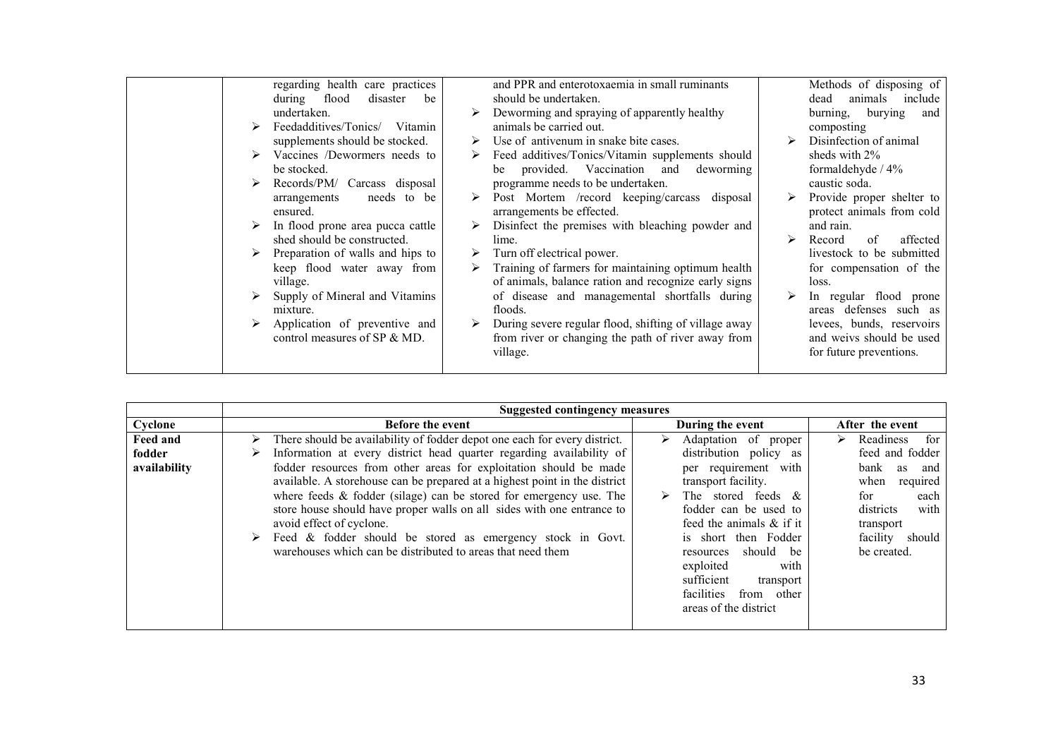| | | | |
|---|---|---|---|
| | regarding health care practices during flood disaster be undertaken.<br>➢ Feedadditives/Tonics/ Vitamin supplements should be stocked.<br>➢ Vaccines /Dewormers needs to be stocked.<br>➢ Records/PM/ Carcass disposal arrangements needs to be ensured.<br>➢ In flood prone area pucca cattle shed should be constructed.<br>➢ Preparation of walls and hips to keep flood water away from village.<br>➢ Supply of Mineral and Vitamins mixture.<br>➢ Application of preventive and control measures of SP & MD. | and PPR and enterotoxaemia in small ruminants should be undertaken.<br>➢ Deworming and spraying of apparently healthy animals be carried out.<br>➢ Use of antivenum in snake bite cases.<br>➢ Feed additives/Tonics/Vitamin supplements should be provided. Vaccination and deworming programme needs to be undertaken.<br>➢ Post Mortem /record keeping/carcass disposal arrangements be effected.<br>➢ Disinfect the premises with bleaching powder and lime.<br>➢ Turn off electrical power.<br>➢ Training of farmers for maintaining optimum health of animals, balance ration and recognize early signs of disease and managemental shortfalls during floods.<br>➢ During severe regular flood, shifting of village away from river or changing the path of river away from village. | Methods of disposing of dead animals include burning, burying and composting<br>➢ Disinfection of animal sheds with 2% formaldehyde / 4% caustic soda.<br>➢ Provide proper shelter to protect animals from cold and rain.<br>➢ Record of affected livestock to be submitted for compensation of the loss.<br>➢ In regular flood prone areas defenses such as levees, bunds, reservoirs and weivs should be used for future preventions. |

| | **Suggested contingency measures** | | |
|---|---|---|---|
| **Cyclone** | **Before the event** | **During the event** | **After the event** |
| **Feed and fodder availability** | ➢ There should be availability of fodder depot one each for every district.<br>➢ Information at every district head quarter regarding availability of fodder resources from other areas for exploitation should be made available. A storehouse can be prepared at a highest point in the district where feeds & fodder (silage) can be stored for emergency use. The store house should have proper walls on all sides with one entrance to avoid effect of cyclone.<br>➢ Feed & fodder should be stored as emergency stock in Govt. warehouses which can be distributed to areas that need them | ➢ Adaptation of proper distribution policy as per requirement with transport facility.<br>➢ The stored feeds & fodder can be used to feed the animals & if it is short then Fodder resources should be exploited with sufficient transport facilities from other areas of the district | ➢ Readiness for feed and fodder bank as and when required for each districts with transport facility should be created. |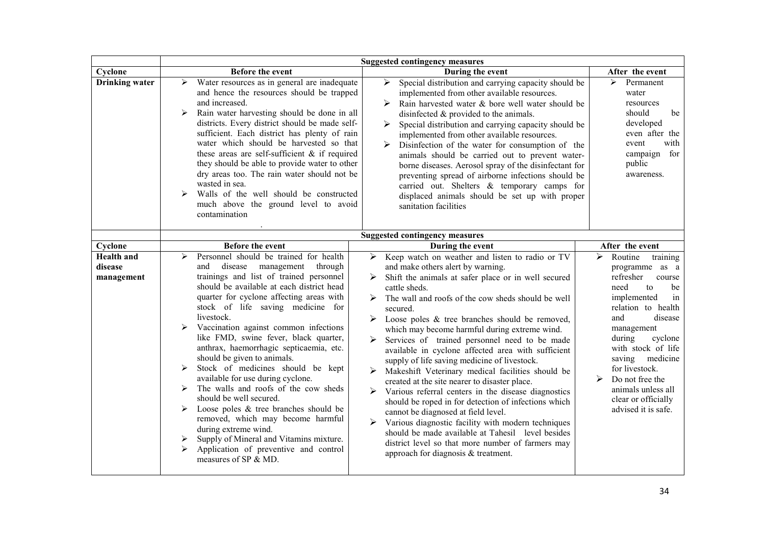| | Suggested contingency measures | | |
|---|---|---|---|
| **Cyclone** | **Before the event** | **During the event** | **After the event** |
| **Drinking water** | ➢ Water resources as in general are inadequate and hence the resources should be trapped and increased.<br>➢ Rain water harvesting should be done in all districts. Every district should be made self-sufficient. Each district has plenty of rain water which should be harvested so that these areas are self-sufficient & if required they should be able to provide water to other dry areas too. The rain water should not be wasted in sea.<br>➢ Walls of the well should be constructed much above the ground level to avoid contamination<br>. | ➢ Special distribution and carrying capacity should be implemented from other available resources.<br>➢ Rain harvested water & bore well water should be disinfected & provided to the animals.<br>➢ Special distribution and carrying capacity should be implemented from other available resources.<br>➢ Disinfection of the water for consumption of the animals should be carried out to prevent water-borne diseases. Aerosol spray of the disinfectant for preventing spread of airborne infections should be carried out. Shelters & temporary camps for displaced animals should be set up with proper sanitation facilities | ➢ Permanent water resources should be developed even after the event with campaign for public awareness. |

| | Suggested contingency measures | | |
|---|---|---|---|
| **Cyclone** | **Before the event** | **During the event** | **After the event** |
| **Health and disease management** | ➢ Personnel should be trained for health and disease management through trainings and list of trained personnel should be available at each district head quarter for cyclone affecting areas with stock of life saving medicine for livestock.<br>➢ Vaccination against common infections like FMD, swine fever, black quarter, anthrax, haemorrhagic septicaemia, etc. should be given to animals.<br>➢ Stock of medicines should be kept available for use during cyclone.<br>➢ The walls and roofs of the cow sheds should be well secured.<br>➢ Loose poles & tree branches should be removed, which may become harmful during extreme wind.<br>➢ Supply of Mineral and Vitamins mixture.<br>➢ Application of preventive and control measures of SP & MD. | ➢ Keep watch on weather and listen to radio or TV and make others alert by warning.<br>➢ Shift the animals at safer place or in well secured cattle sheds.<br>➢ The wall and roofs of the cow sheds should be well secured.<br>➢ Loose poles & tree branches should be removed, which may become harmful during extreme wind.<br>➢ Services of trained personnel need to be made available in cyclone affected area with sufficient supply of life saving medicine of livestock.<br>➢ Makeshift Veterinary medical facilities should be created at the site nearer to disaster place.<br>➢ Various referral centers in the disease diagnostics should be roped in for detection of infections which cannot be diagnosed at field level.<br>➢ Various diagnostic facility with modern techniques should be made available at Tahesil level besides district level so that more number of farmers may approach for diagnosis & treatment. | ➢ Routine training programme as a refresher course need to be implemented in relation to health and disease management during cyclone with stock of life saving medicine for livestock.<br>➢ Do not free the animals unless all clear or officially advised it is safe. |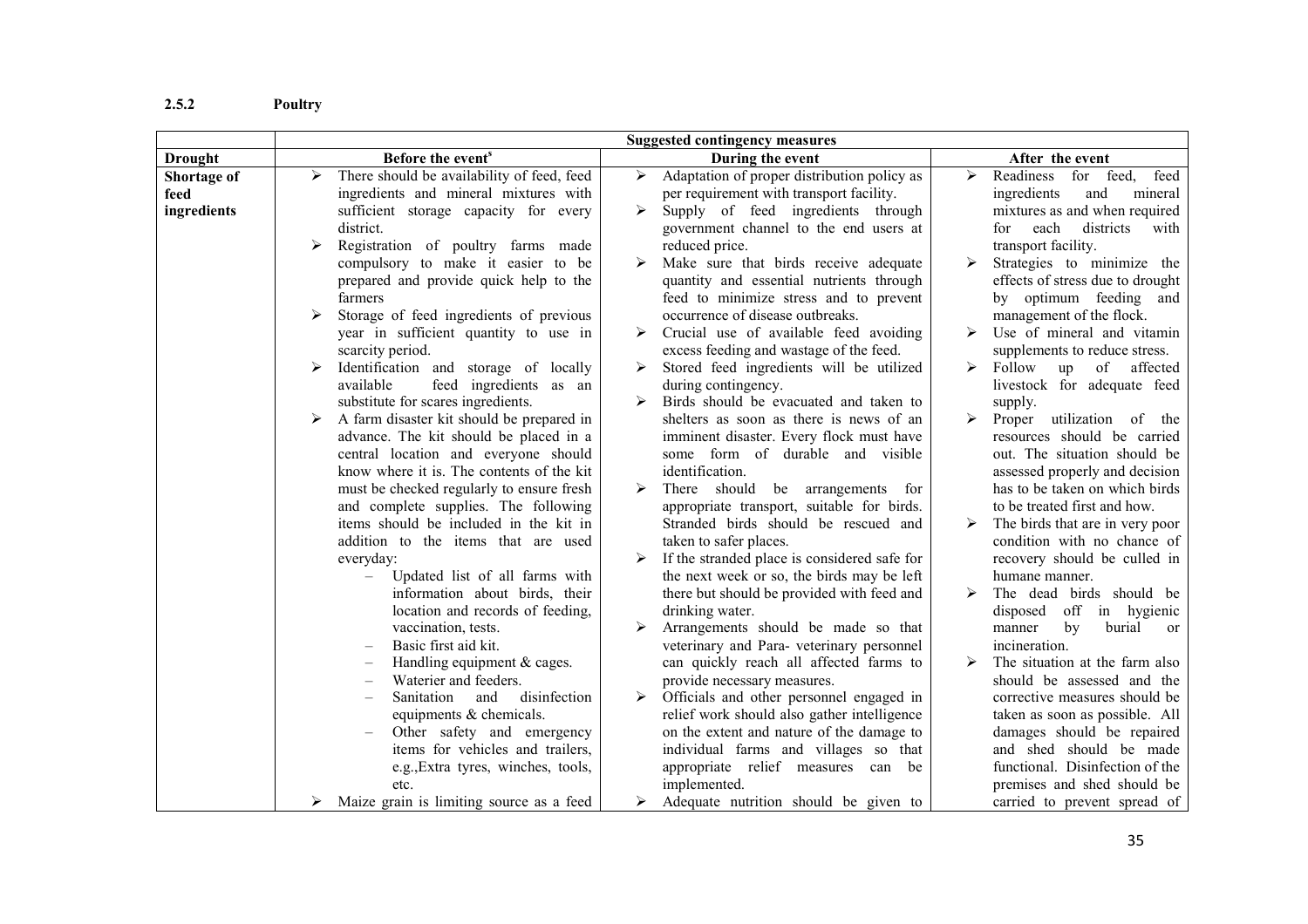### 2.5.2 Poultry

| | Suggested contingency measures | | |
|---|---|---|---|
| **Drought** | **Before the event[s]** | **During the event** | **After the event** |
| **Shortage of feed ingredients** | ➢ There should be availability of feed, feed ingredients and mineral mixtures with sufficient storage capacity for every district.<br>➢ Registration of poultry farms made compulsory to make it easier to be prepared and provide quick help to the farmers<br>➢ Storage of feed ingredients of previous year in sufficient quantity to use in scarcity period.<br>➢ Identification and storage of locally available feed ingredients as an substitute for scares ingredients.<br>➢ A farm disaster kit should be prepared in advance. The kit should be placed in a central location and everyone should know where it is. The contents of the kit must be checked regularly to ensure fresh and complete supplies. The following items should be included in the kit in addition to the items that are used everyday:<br>– Updated list of all farms with information about birds, their location and records of feeding, vaccination, tests.<br>– Basic first aid kit.<br>– Handling equipment & cages.<br>– Waterier and feeders.<br>– Sanitation and disinfection equipments & chemicals.<br>– Other safety and emergency items for vehicles and trailers, e.g.,Extra tyres, winches, tools, etc.<br>➢ Maize grain is limiting source as a feed | ➢ Adaptation of proper distribution policy as per requirement with transport facility.<br>➢ Supply of feed ingredients through government channel to the end users at reduced price.<br>➢ Make sure that birds receive adequate quantity and essential nutrients through feed to minimize stress and to prevent occurrence of disease outbreaks.<br>➢ Crucial use of available feed avoiding excess feeding and wastage of the feed.<br>➢ Stored feed ingredients will be utilized during contingency.<br>➢ Birds should be evacuated and taken to shelters as soon as there is news of an imminent disaster. Every flock must have some form of durable and visible identification.<br>➢ There should be arrangements for appropriate transport, suitable for birds. Stranded birds should be rescued and taken to safer places.<br>➢ If the stranded place is considered safe for the next week or so, the birds may be left there but should be provided with feed and drinking water.<br>➢ Arrangements should be made so that veterinary and Para- veterinary personnel can quickly reach all affected farms to provide necessary measures.<br>➢ Officials and other personnel engaged in relief work should also gather intelligence on the extent and nature of the damage to individual farms and villages so that appropriate relief measures can be implemented.<br>➢ Adequate nutrition should be given to | ➢ Readiness for feed, feed ingredients and mineral mixtures as and when required for each districts with transport facility.<br>➢ Strategies to minimize the effects of stress due to drought by optimum feeding and management of the flock.<br>➢ Use of mineral and vitamin supplements to reduce stress.<br>➢ Follow up of affected livestock for adequate feed supply.<br>➢ Proper utilization of the resources should be carried out. The situation should be assessed properly and decision has to be taken on which birds to be treated first and how.<br>➢ The birds that are in very poor condition with no chance of recovery should be culled in humane manner.<br>➢ The dead birds should be disposed off in hygienic manner by burial or incineration.<br>➢ The situation at the farm also should be assessed and the corrective measures should be taken as soon as possible. All damages should be repaired and shed should be made functional. Disinfection of the premises and shed should be carried to prevent spread of |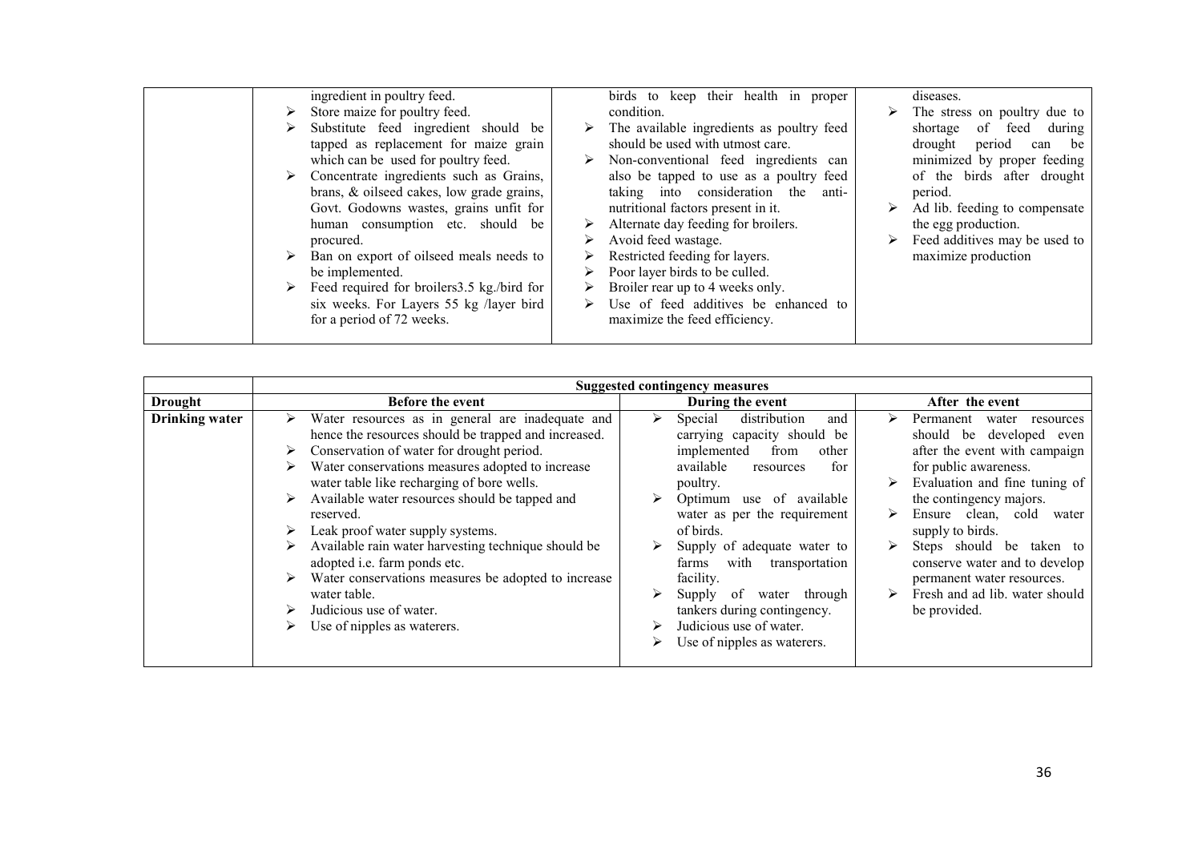| | | | |
|---|---|---|---|
| | ingredient in poultry feed.<br>➢ Store maize for poultry feed.<br>➢ Substitute feed ingredient should be tapped as replacement for maize grain which can be used for poultry feed.<br>➢ Concentrate ingredients such as Grains, brans, & oilseed cakes, low grade grains, Govt. Godowns wastes, grains unfit for human consumption etc. should be procured.<br>➢ Ban on export of oilseed meals needs to be implemented.<br>➢ Feed required for broilers3.5 kg./bird for six weeks. For Layers 55 kg /layer bird for a period of 72 weeks. | birds to keep their health in proper condition.<br>➢ The available ingredients as poultry feed should be used with utmost care.<br>➢ Non-conventional feed ingredients can also be tapped to use as a poultry feed taking into consideration the anti-nutritional factors present in it.<br>➢ Alternate day feeding for broilers.<br>➢ Avoid feed wastage.<br>➢ Restricted feeding for layers.<br>➢ Poor layer birds to be culled.<br>➢ Broiler rear up to 4 weeks only.<br>➢ Use of feed additives be enhanced to maximize the feed efficiency. | diseases.<br>➢ The stress on poultry due to shortage of feed during drought period can be minimized by proper feeding of the birds after drought period.<br>➢ Ad lib. feeding to compensate the egg production.<br>➢ Feed additives may be used to maximize production |

| | **Suggested contingency measures** | | |
|---|---|---|---|
| **Drought** | **Before the event** | **During the event** | **After the event** |
| **Drinking water** | ➢ Water resources as in general are inadequate and hence the resources should be trapped and increased.<br>➢ Conservation of water for drought period.<br>➢ Water conservations measures adopted to increase water table like recharging of bore wells.<br>➢ Available water resources should be tapped and reserved.<br>➢ Leak proof water supply systems.<br>➢ Available rain water harvesting technique should be adopted i.e. farm ponds etc.<br>➢ Water conservations measures be adopted to increase water table.<br>➢ Judicious use of water.<br>➢ Use of nipples as waterers. | ➢ Special distribution and carrying capacity should be implemented from other available resources for poultry.<br>➢ Optimum use of available water as per the requirement of birds.<br>➢ Supply of adequate water to farms with transportation facility.<br>➢ Supply of water through tankers during contingency.<br>➢ Judicious use of water.<br>➢ Use of nipples as waterers. | ➢ Permanent water resources should be developed even after the event with campaign for public awareness.<br>➢ Evaluation and fine tuning of the contingency majors.<br>➢ Ensure clean, cold water supply to birds.<br>➢ Steps should be taken to conserve water and to develop permanent water resources.<br>➢ Fresh and ad lib. water should be provided. |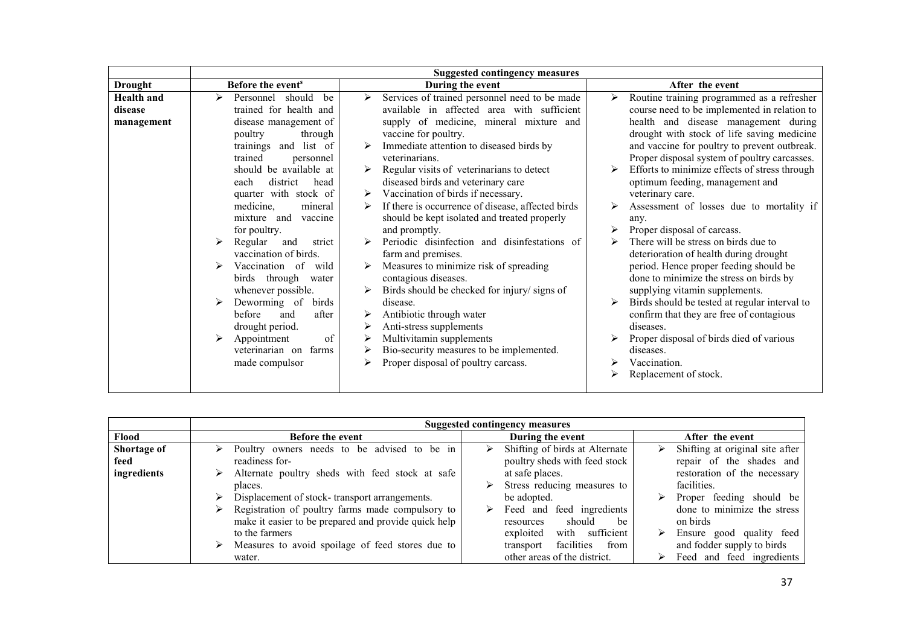| | Suggested contingency measures | | |
|---|---|---|---|
| **Drought** | **Before the event** | **During the event** | **After the event** |
| **Health and disease management** | ➢ Personnel should be trained for health and disease management of poultry through trainings and list of trained personnel should be available at each district head quarter with stock of medicine, mineral mixture and vaccine for poultry.<br>➢ Regular and strict vaccination of birds.<br>➢ Vaccination of wild birds through water whenever possible.<br>➢ Deworming of birds before and after drought period.<br>➢ Appointment of veterinarian on farms made compulsor | ➢ Services of trained personnel need to be made available in affected area with sufficient supply of medicine, mineral mixture and vaccine for poultry.<br>➢ Immediate attention to diseased birds by veterinarians.<br>➢ Regular visits of veterinarians to detect diseased birds and veterinary care<br>➢ Vaccination of birds if necessary.<br>➢ If there is occurrence of disease, affected birds should be kept isolated and treated properly and promptly.<br>➢ Periodic disinfection and disinfestations of farm and premises.<br>➢ Measures to minimize risk of spreading contagious diseases.<br>➢ Birds should be checked for injury/ signs of disease.<br>➢ Antibiotic through water<br>➢ Anti-stress supplements<br>➢ Multivitamin supplements<br>➢ Bio-security measures to be implemented.<br>➢ Proper disposal of poultry carcass. | ➢ Routine training programmed as a refresher course need to be implemented in relation to health and disease management during drought with stock of life saving medicine and vaccine for poultry to prevent outbreak. Proper disposal system of poultry carcasses.<br>➢ Efforts to minimize effects of stress through optimum feeding, management and veterinary care.<br>➢ Assessment of losses due to mortality if any.<br>➢ Proper disposal of carcass.<br>➢ There will be stress on birds due to deterioration of health during drought period. Hence proper feeding should be done to minimize the stress on birds by supplying vitamin supplements.<br>➢ Birds should be tested at regular interval to confirm that they are free of contagious diseases.<br>➢ Proper disposal of birds died of various diseases.<br>➢ Vaccination.<br>➢ Replacement of stock. |

| | Suggested contingency measures | | |
|---|---|---|---|
| **Flood** | **Before the event** | **During the event** | **After the event** |
| **Shortage of feed ingredients** | ➢ Poultry owners needs to be advised to be in readiness for-<br>➢ Alternate poultry sheds with feed stock at safe places.<br>➢ Displacement of stock- transport arrangements.<br>➢ Registration of poultry farms made compulsory to make it easier to be prepared and provide quick help to the farmers<br>➢ Measures to avoid spoilage of feed stores due to water. | ➢ Shifting of birds at Alternate poultry sheds with feed stock at safe places.<br>➢ Stress reducing measures to be adopted.<br>➢ Feed and feed ingredients resources should be exploited with sufficient transport facilities from other areas of the district. | ➢ Shifting at original site after repair of the shades and restoration of the necessary facilities.<br>➢ Proper feeding should be done to minimize the stress on birds<br>➢ Ensure good quality feed and fodder supply to birds<br>➢ Feed and feed ingredients |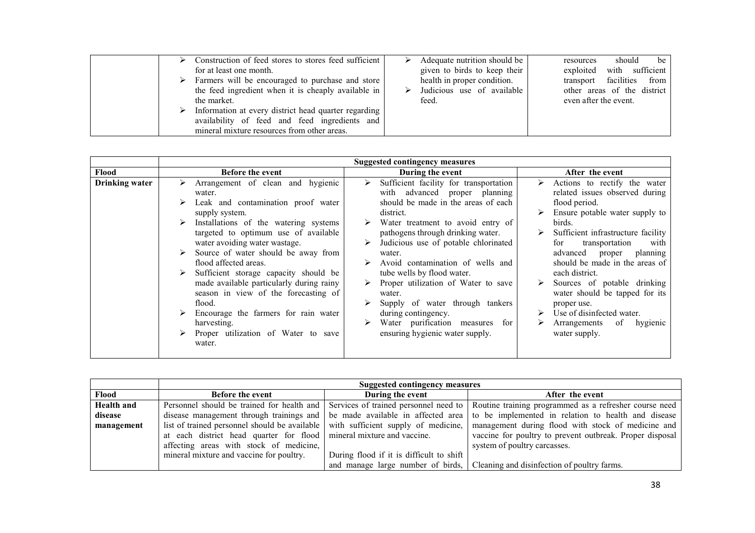| | | | |
|---|---|---|---|
| | ➢ Construction of feed stores to stores feed sufficient for at least one month.<br>➢ Farmers will be encouraged to purchase and store the feed ingredient when it is cheaply available in the market.<br>➢ Information at every district head quarter regarding availability of feed and feed ingredients and mineral mixture resources from other areas. | ➢ Adequate nutrition should be given to birds to keep their health in proper condition.<br>➢ Judicious use of available feed. | resources should be exploited with sufficient transport facilities from other areas of the district even after the event. |

| | Suggested contingency measures | | |
|---|---|---|---|
| **Flood** | **Before the event** | **During the event** | **After the event** |
| **Drinking water** | ➢ Arrangement of clean and hygienic water.<br>➢ Leak and contamination proof water supply system.<br>➢ Installations of the watering systems targeted to optimum use of available water avoiding water wastage.<br>➢ Source of water should be away from flood affected areas.<br>➢ Sufficient storage capacity should be made available particularly during rainy season in view of the forecasting of flood.<br>➢ Encourage the farmers for rain water harvesting.<br>➢ Proper utilization of Water to save water. | ➢ Sufficient facility for transportation with advanced proper planning should be made in the areas of each district.<br>➢ Water treatment to avoid entry of pathogens through drinking water.<br>➢ Judicious use of potable chlorinated water.<br>➢ Avoid contamination of wells and tube wells by flood water.<br>➢ Proper utilization of Water to save water.<br>➢ Supply of water through tankers during contingency.<br>➢ Water purification measures for ensuring hygienic water supply. | ➢ Actions to rectify the water related issues observed during flood period.<br>➢ Ensure potable water supply to birds.<br>➢ Sufficient infrastructure facility for transportation with advanced proper planning should be made in the areas of each district.<br>➢ Sources of potable drinking water should be tapped for its proper use.<br>➢ Use of disinfected water.<br>➢ Arrangements of hygienic water supply. |

| | Suggested contingency measures | | |
|---|---|---|---|
| **Flood** | **Before the event** | **During the event** | **After the event** |
| **Health and disease management** | Personnel should be trained for health and disease management through trainings and list of trained personnel should be available at each district head quarter for flood affecting areas with stock of medicine, mineral mixture and vaccine for poultry. | Services of trained personnel need to be made available in affected area with sufficient supply of medicine, mineral mixture and vaccine.<br><br>During flood if it is difficult to shift and manage large number of birds, | Routine training programmed as a refresher course need to be implemented in relation to health and disease management during flood with stock of medicine and vaccine for poultry to prevent outbreak. Proper disposal system of poultry carcasses.<br><br>Cleaning and disinfection of poultry farms. |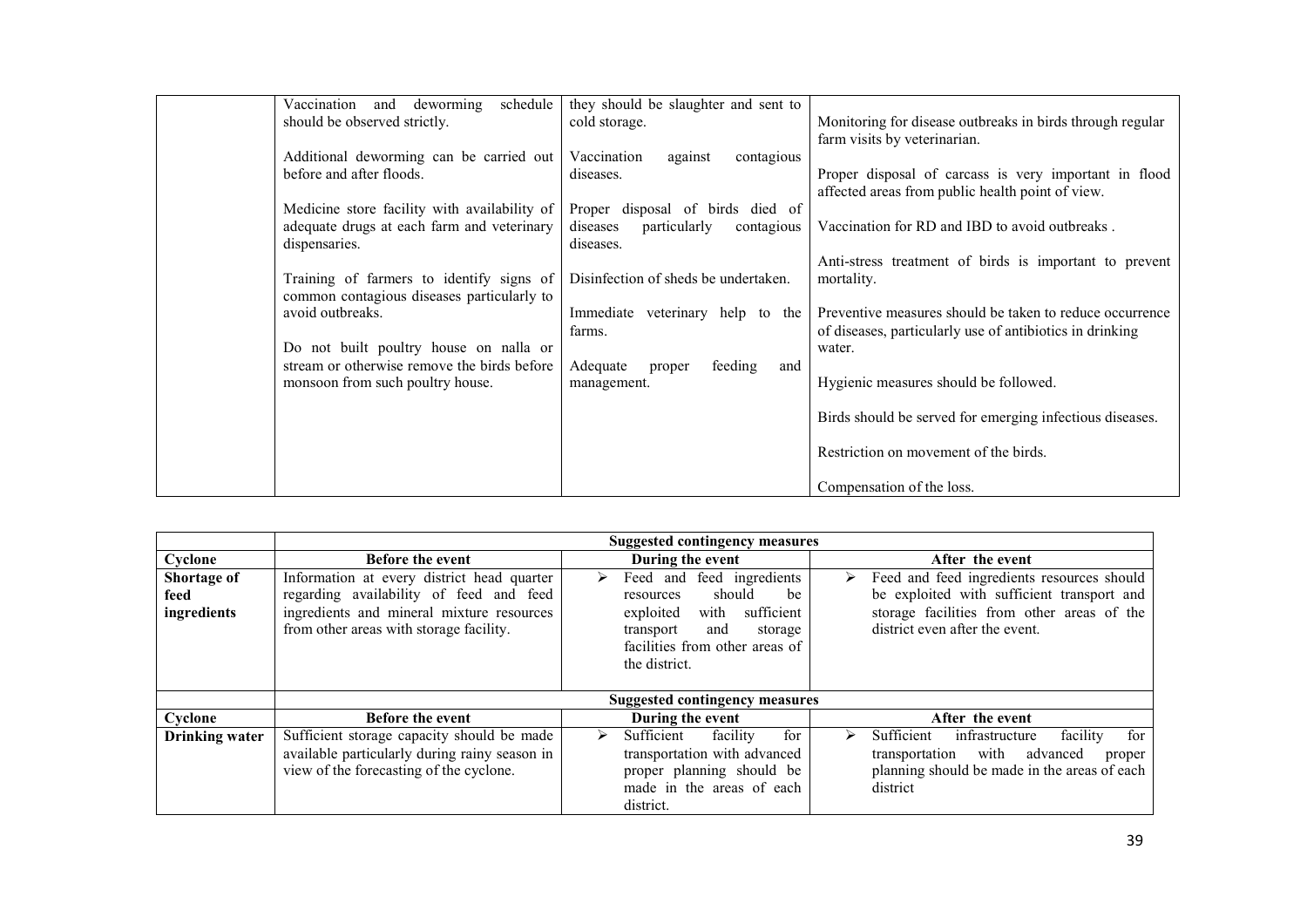| | | | |
|---|---|---|---|
| | Vaccination and deworming schedule should be observed strictly.<br><br>Additional deworming can be carried out before and after floods.<br><br>Medicine store facility with availability of adequate drugs at each farm and veterinary dispensaries.<br><br>Training of farmers to identify signs of common contagious diseases particularly to avoid outbreaks.<br><br>Do not built poultry house on nalla or stream or otherwise remove the birds before monsoon from such poultry house. | they should be slaughter and sent to cold storage.<br><br>Vaccination against contagious diseases.<br><br>Proper disposal of birds died of diseases particularly contagious diseases.<br><br>Disinfection of sheds be undertaken.<br><br>Immediate veterinary help to the farms.<br><br>Adequate proper feeding and management. | Monitoring for disease outbreaks in birds through regular farm visits by veterinarian.<br><br>Proper disposal of carcass is very important in flood affected areas from public health point of view.<br><br>Vaccination for RD and IBD to avoid outbreaks .<br><br>Anti-stress treatment of birds is important to prevent mortality.<br><br>Preventive measures should be taken to reduce occurrence of diseases, particularly use of antibiotics in drinking water.<br><br>Hygienic measures should be followed.<br><br>Birds should be served for emerging infectious diseases.<br><br>Restriction on movement of the birds.<br><br>Compensation of the loss. |

| | **Suggested contingency measures** | | |
|---|---|---|---|
| **Cyclone** | **Before the event** | **During the event** | **After the event** |
| **Shortage of feed ingredients** | Information at every district head quarter regarding availability of feed and feed ingredients and mineral mixture resources from other areas with storage facility. | ➢ Feed and feed ingredients resources should be exploited with sufficient transport and storage facilities from other areas of the district. | ➢ Feed and feed ingredients resources should be exploited with sufficient transport and storage facilities from other areas of the district even after the event. |
| | **Suggested contingency measures** | | |
| **Cyclone** | **Before the event** | **During the event** | **After the event** |
| **Drinking water** | Sufficient storage capacity should be made available particularly during rainy season in view of the forecasting of the cyclone. | ➢ Sufficient facility for transportation with advanced proper planning should be made in the areas of each district. | ➢ Sufficient infrastructure facility for transportation with advanced proper planning should be made in the areas of each district |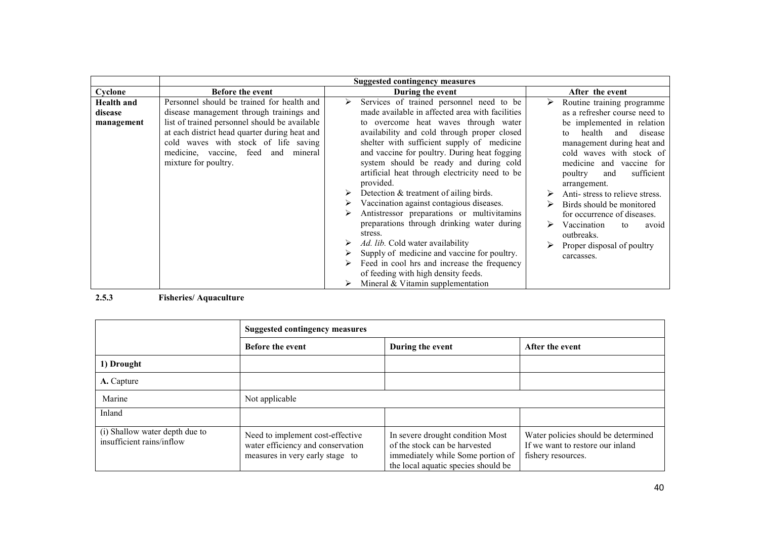| | Suggested contingency measures | | |
|---|---|---|---|
| **Cyclone** | **Before the event** | **During the event** | **After the event** |
| **Health and disease management** | Personnel should be trained for health and disease management through trainings and list of trained personnel should be available at each district head quarter during heat and cold waves with stock of life saving medicine, vaccine, feed and mineral mixture for poultry. | ➢ Services of trained personnel need to be made available in affected area with facilities to overcome heat waves through water availability and cold through proper closed shelter with sufficient supply of medicine and vaccine for poultry. During heat fogging system should be ready and during cold artificial heat through electricity need to be provided.<br>➢ Detection & treatment of ailing birds.<br>➢ Vaccination against contagious diseases.<br>➢ Antistressor preparations or multivitamins preparations through drinking water during stress.<br>➢ *Ad. lib.* Cold water availability<br>➢ Supply of medicine and vaccine for poultry.<br>➢ Feed in cool hrs and increase the frequency of feeding with high density feeds.<br>➢ Mineral & Vitamin supplementation | ➢ Routine training programme as a refresher course need to be implemented in relation to health and disease management during heat and cold waves with stock of medicine and vaccine for poultry and sufficient arrangement.<br>➢ Anti- stress to relieve stress.<br>➢ Birds should be monitored for occurrence of diseases.<br>➢ Vaccination to avoid outbreaks.<br>➢ Proper disposal of poultry carcasses. |

**2.5.3 Fisheries/ Aquaculture**

| | Suggested contingency measures | | |
|---|---|---|---|
| | **Before the event** | **During the event** | **After the event** |
| **1) Drought** | | | |
| **A.** Capture | | | |
| Marine | Not applicable | | |
| Inland | | | |
| (i) Shallow water depth due to insufficient rains/inflow | Need to implement cost-effective water efficiency and conservation measures in very early stage to | In severe drought condition Most of the stock can be harvested immediately while Some portion of the local aquatic species should be | Water policies should be determined If we want to restore our inland fishery resources. |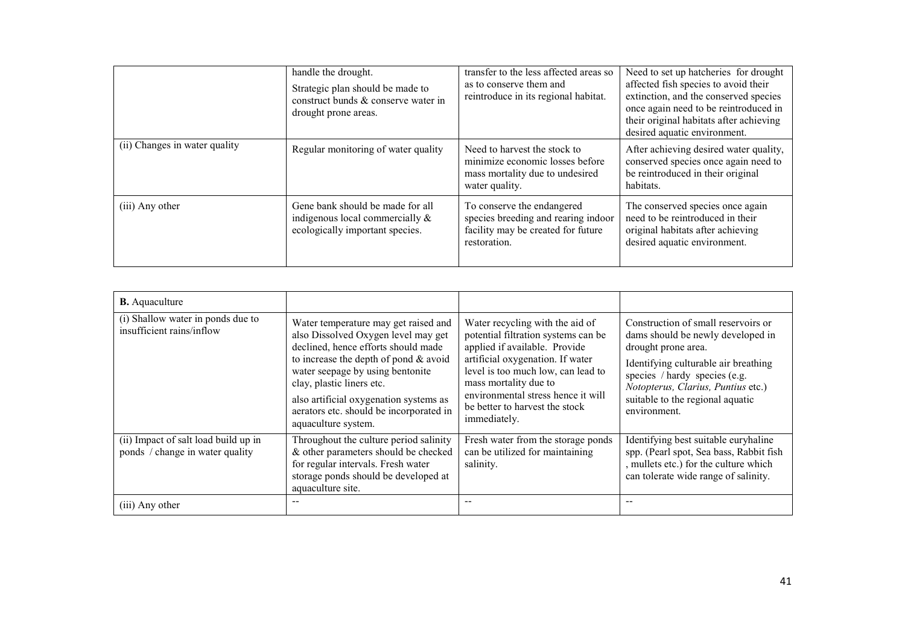| | | | |
|---|---|---|---|
| | handle the drought.<br>Strategic plan should be made to construct bunds & conserve water in drought prone areas. | transfer to the less affected areas so as to conserve them and reintroduce in its regional habitat. | Need to set up hatcheries for drought affected fish species to avoid their extinction, and the conserved species once again need to be reintroduced in their original habitats after achieving desired aquatic environment. |
| (ii) Changes in water quality | Regular monitoring of water quality | Need to harvest the stock to minimize economic losses before mass mortality due to undesired water quality. | After achieving desired water quality, conserved species once again need to be reintroduced in their original habitats. |
| (iii) Any other | Gene bank should be made for all indigenous local commercially & ecologically important species. | To conserve the endangered species breeding and rearing indoor facility may be created for future restoration. | The conserved species once again need to be reintroduced in their original habitats after achieving desired aquatic environment. |

| **B.** Aquaculture | | | |
|---|---|---|---|
| (i) Shallow water in ponds due to insufficient rains/inflow | Water temperature may get raised and also Dissolved Oxygen level may get declined, hence efforts should made to increase the depth of pond & avoid water seepage by using bentonite clay, plastic liners etc.<br>also artificial oxygenation systems as aerators etc. should be incorporated in aquaculture system. | Water recycling with the aid of potential filtration systems can be applied if available. Provide artificial oxygenation. If water level is too much low, can lead to mass mortality due to environmental stress hence it will be better to harvest the stock immediately. | Construction of small reservoirs or dams should be newly developed in drought prone area.<br>Identifying culturable air breathing species / hardy species (e.g. *Notopterus, Clarius, Puntius* etc.) suitable to the regional aquatic environment. |
| (ii) Impact of salt load build up in ponds / change in water quality | Throughout the culture period salinity & other parameters should be checked for regular intervals. Fresh water storage ponds should be developed at aquaculture site. | Fresh water from the storage ponds can be utilized for maintaining salinity. | Identifying best suitable euryhaline spp. (Pearl spot, Sea bass, Rabbit fish , mullets etc.) for the culture which can tolerate wide range of salinity. |
| (iii) Any other | -- | -- | -- |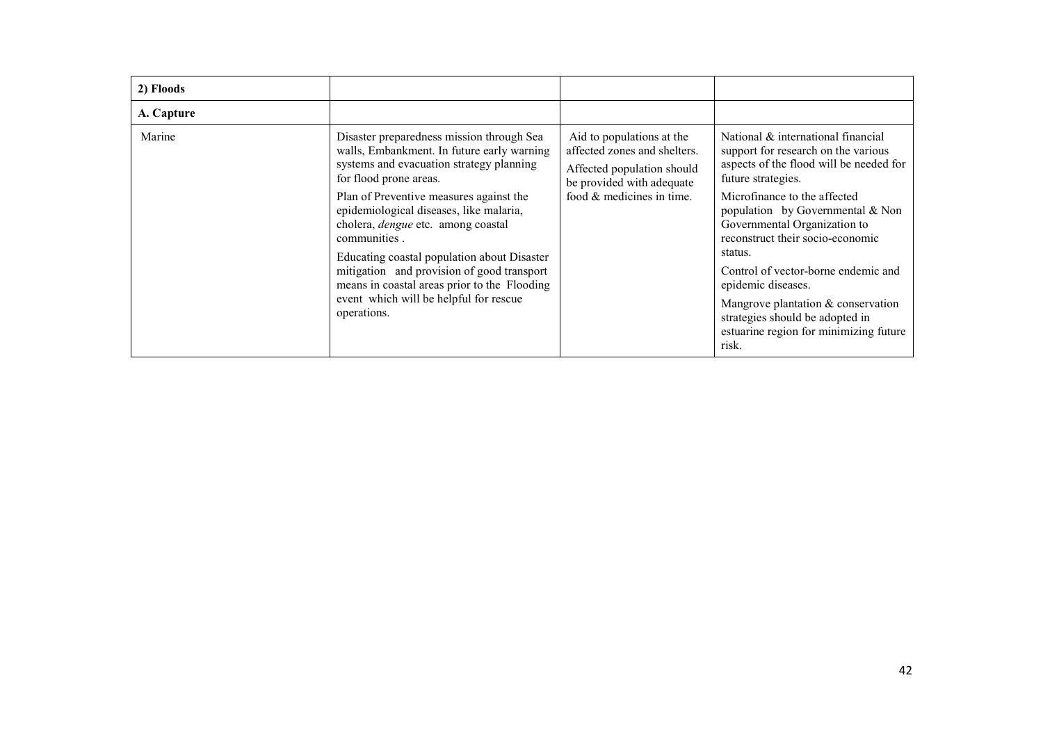| 2) Floods | | | |
|---|---|---|---|
| **A. Capture** | | | |
| Marine | Disaster preparedness mission through Sea walls, Embankment. In future early warning systems and evacuation strategy planning for flood prone areas.<br><br>Plan of Preventive measures against the epidemiological diseases, like malaria, cholera, *dengue* etc. among coastal communities .<br><br>Educating coastal population about Disaster mitigation and provision of good transport means in coastal areas prior to the Flooding event which will be helpful for rescue operations. | Aid to populations at the affected zones and shelters.<br><br>Affected population should be provided with adequate food & medicines in time. | National & international financial support for research on the various aspects of the flood will be needed for future strategies.<br><br>Microfinance to the affected population by Governmental & Non Governmental Organization to reconstruct their socio-economic status.<br><br>Control of vector-borne endemic and epidemic diseases.<br><br>Mangrove plantation & conservation strategies should be adopted in estuarine region for minimizing future risk. |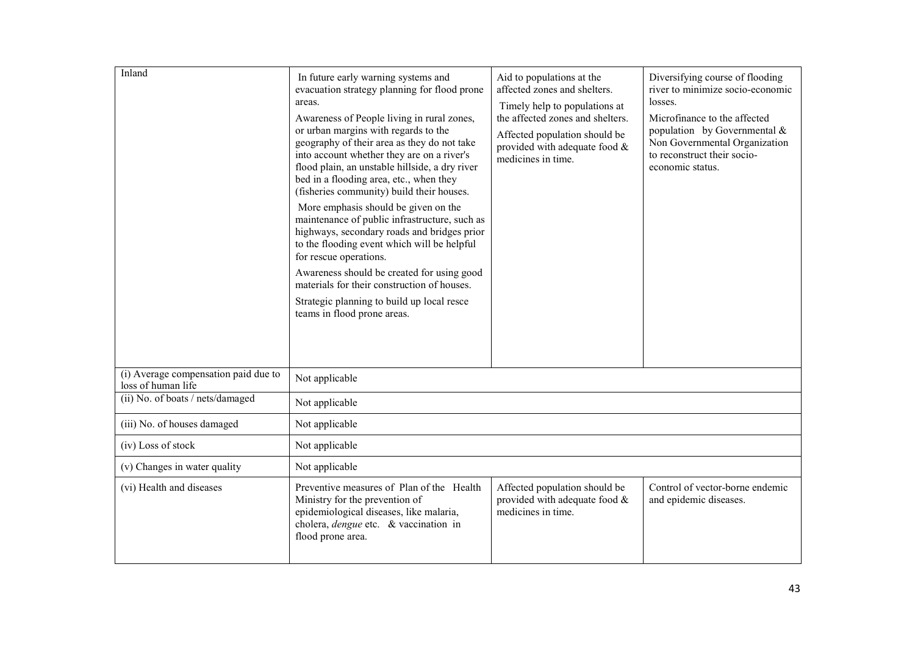| Inland | In future early warning systems and evacuation strategy planning for flood prone areas.<br>Awareness of People living in rural zones, or urban margins with regards to the geography of their area as they do not take into account whether they are on a river's flood plain, an unstable hillside, a dry river bed in a flooding area, etc., when they (fisheries community) build their houses.<br>More emphasis should be given on the maintenance of public infrastructure, such as highways, secondary roads and bridges prior to the flooding event which will be helpful for rescue operations.<br>Awareness should be created for using good materials for their construction of houses.<br>Strategic planning to build up local resce teams in flood prone areas. | Aid to populations at the affected zones and shelters.<br>Timely help to populations at the affected zones and shelters.<br>Affected population should be provided with adequate food & medicines in time. | Diversifying course of flooding river to minimize socio-economic losses.<br>Microfinance to the affected population by Governmental & Non Governmental Organization to reconstruct their socio-economic status. |
|---|---|---|---|
| (i) Average compensation paid due to loss of human life | Not applicable | | |
| (ii) No. of boats / nets/damaged | Not applicable | | |
| (iii) No. of houses damaged | Not applicable | | |
| (iv) Loss of stock | Not applicable | | |
| (v) Changes in water quality | Not applicable | | |
| (vi) Health and diseases | Preventive measures of Plan of the Health Ministry for the prevention of epidemiological diseases, like malaria, cholera, *dengue* etc. & vaccination in flood prone area. | Affected population should be provided with adequate food & medicines in time. | Control of vector-borne endemic and epidemic diseases. |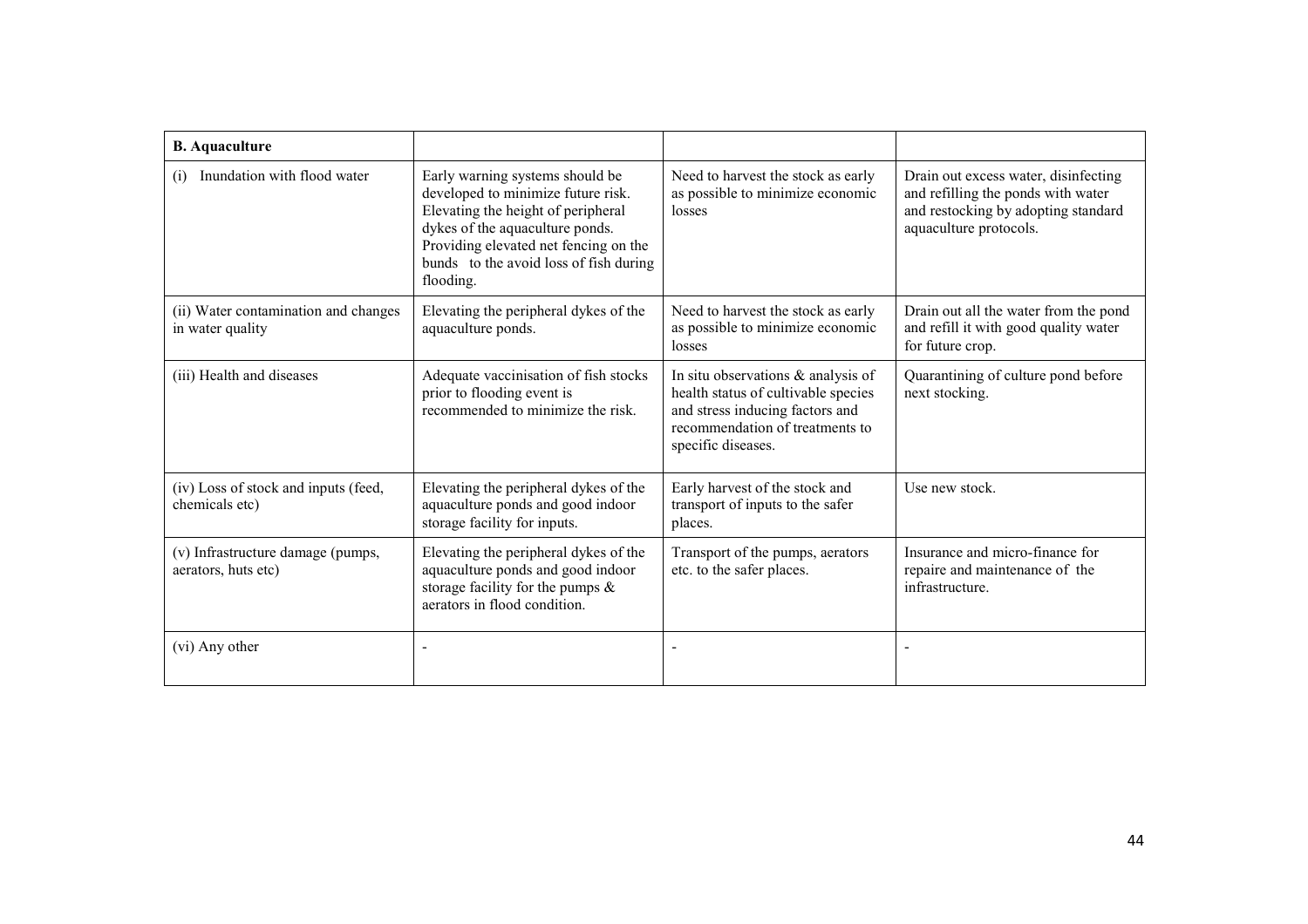| **B. Aquaculture** | | | |
|---|---|---|---|
| (i) Inundation with flood water | Early warning systems should be developed to minimize future risk. Elevating the height of peripheral dykes of the aquaculture ponds. Providing elevated net fencing on the bunds to the avoid loss of fish during flooding. | Need to harvest the stock as early as possible to minimize economic losses | Drain out excess water, disinfecting and refilling the ponds with water and restocking by adopting standard aquaculture protocols. |
| (ii) Water contamination and changes in water quality | Elevating the peripheral dykes of the aquaculture ponds. | Need to harvest the stock as early as possible to minimize economic losses | Drain out all the water from the pond and refill it with good quality water for future crop. |
| (iii) Health and diseases | Adequate vaccinisation of fish stocks prior to flooding event is recommended to minimize the risk. | In situ observations & analysis of health status of cultivable species and stress inducing factors and recommendation of treatments to specific diseases. | Quarantining of culture pond before next stocking. |
| (iv) Loss of stock and inputs (feed, chemicals etc) | Elevating the peripheral dykes of the aquaculture ponds and good indoor storage facility for inputs. | Early harvest of the stock and transport of inputs to the safer places. | Use new stock. |
| (v) Infrastructure damage (pumps, aerators, huts etc) | Elevating the peripheral dykes of the aquaculture ponds and good indoor storage facility for the pumps & aerators in flood condition. | Transport of the pumps, aerators etc. to the safer places. | Insurance and micro-finance for repaire and maintenance of the infrastructure. |
| (vi) Any other | - | - | - |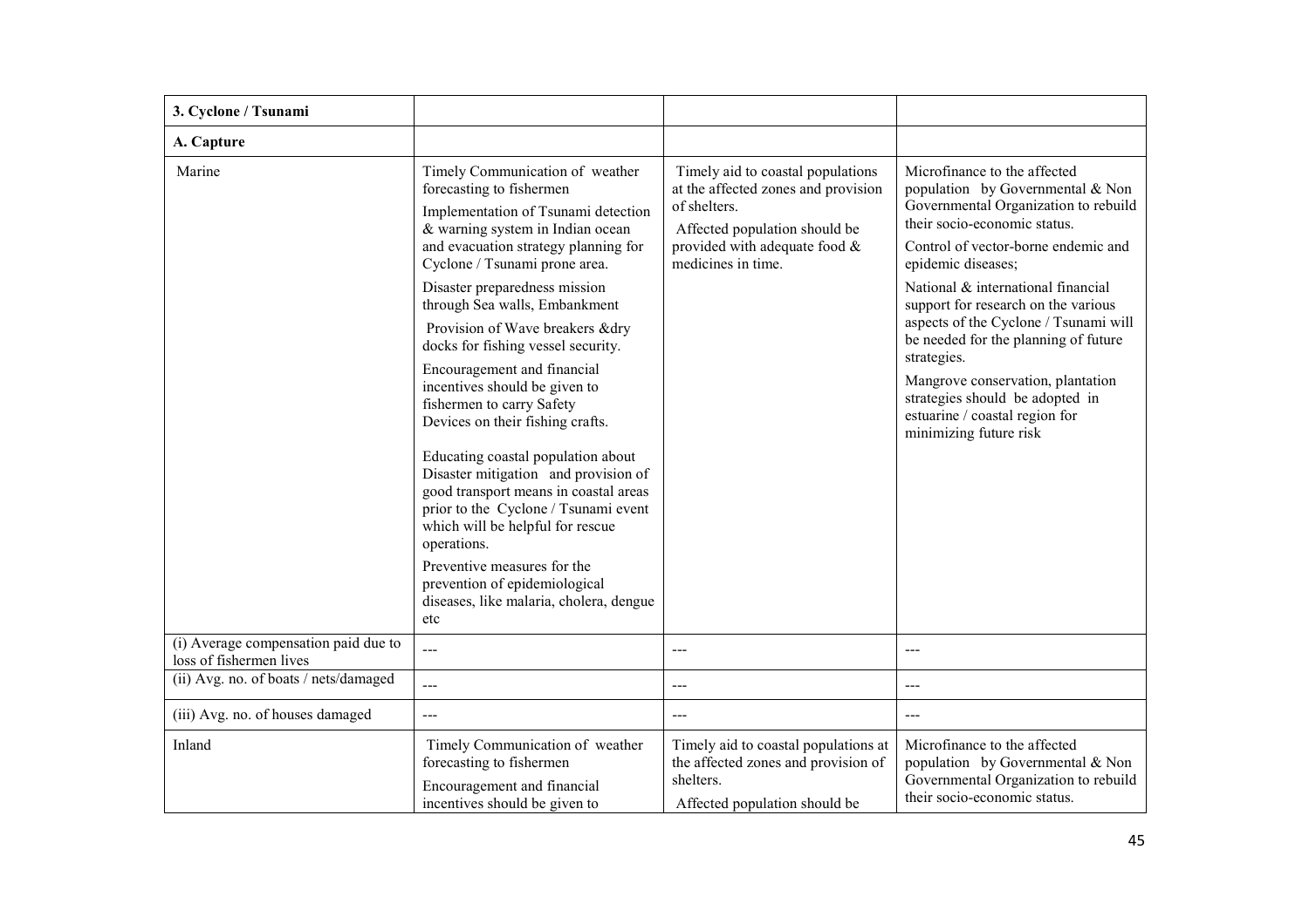| 3. Cyclone / Tsunami | | | |
|---|---|---|---|
| **A. Capture** | | | |
| Marine | Timely Communication of weather forecasting to fishermen<br>Implementation of Tsunami detection & warning system in Indian ocean and evacuation strategy planning for Cyclone / Tsunami prone area.<br>Disaster preparedness mission through Sea walls, Embankment<br>Provision of Wave breakers &dry docks for fishing vessel security.<br>Encouragement and financial incentives should be given to fishermen to carry Safety Devices on their fishing crafts.<br>Educating coastal population about Disaster mitigation and provision of good transport means in coastal areas prior to the Cyclone / Tsunami event which will be helpful for rescue operations.<br>Preventive measures for the prevention of epidemiological diseases, like malaria, cholera, dengue etc | Timely aid to coastal populations at the affected zones and provision of shelters.<br>Affected population should be provided with adequate food & medicines in time. | Microfinance to the affected population by Governmental & Non Governmental Organization to rebuild their socio-economic status.<br>Control of vector-borne endemic and epidemic diseases;<br>National & international financial support for research on the various aspects of the Cyclone / Tsunami will be needed for the planning of future strategies.<br>Mangrove conservation, plantation strategies should be adopted in estuarine / coastal region for minimizing future risk |
| (i) Average compensation paid due to loss of fishermen lives | --- | --- | --- |
| (ii) Avg. no. of boats / nets/damaged | --- | --- | --- |
| (iii) Avg. no. of houses damaged | --- | --- | --- |
| Inland | Timely Communication of weather forecasting to fishermen<br>Encouragement and financial incentives should be given to | Timely aid to coastal populations at the affected zones and provision of shelters.<br>Affected population should be | Microfinance to the affected population by Governmental & Non Governmental Organization to rebuild their socio-economic status. |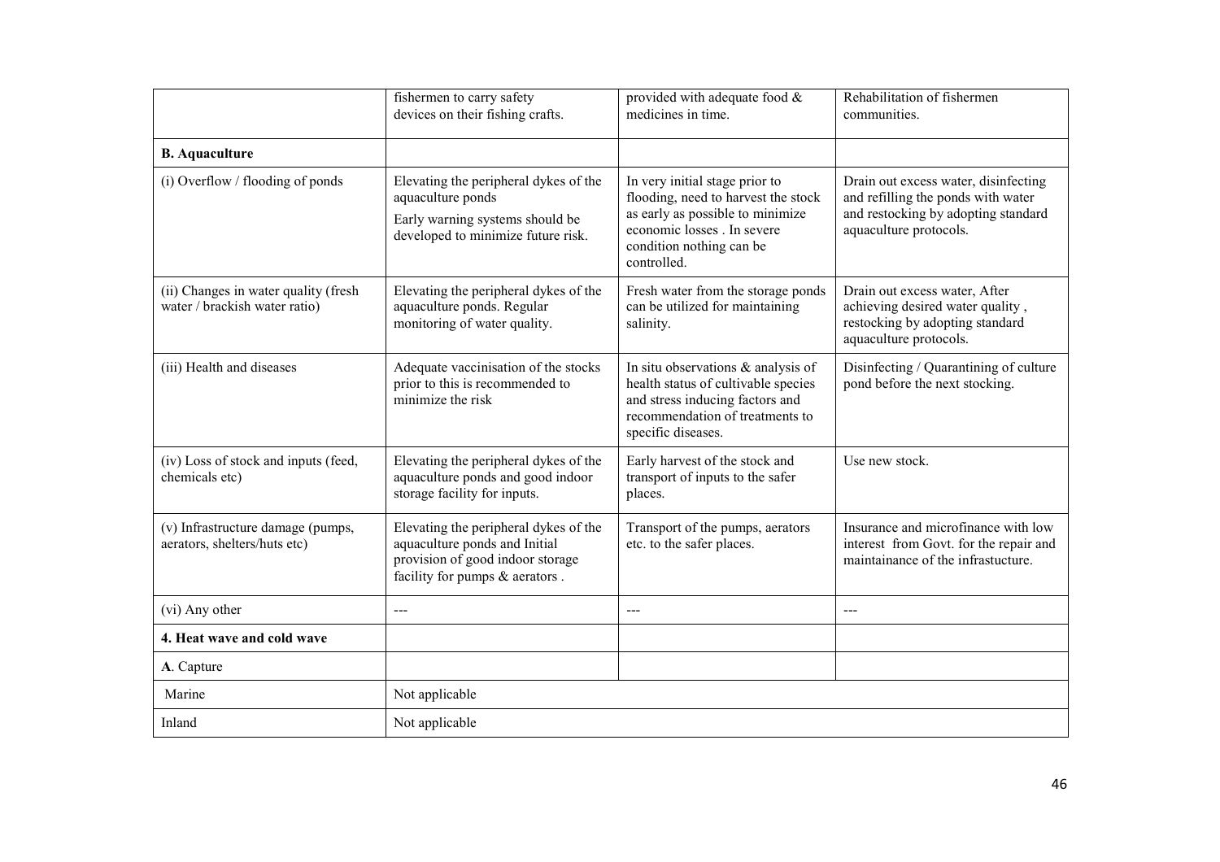|  |  |  |  |
|---|---|---|---|
|  | fishermen to carry safety devices on their fishing crafts. | provided with adequate food & medicines in time. | Rehabilitation of fishermen communities. |
| **B. Aquaculture** |  |  |  |
| (i) Overflow / flooding of ponds | Elevating the peripheral dykes of the aquaculture ponds<br>Early warning systems should be developed to minimize future risk. | In very initial stage prior to flooding, need to harvest the stock as early as possible to minimize economic losses . In severe condition nothing can be controlled. | Drain out excess water, disinfecting and refilling the ponds with water and restocking by adopting standard aquaculture protocols. |
| (ii) Changes in water quality (fresh water / brackish water ratio) | Elevating the peripheral dykes of the aquaculture ponds. Regular monitoring of water quality. | Fresh water from the storage ponds can be utilized for maintaining salinity. | Drain out excess water, After achieving desired water quality , restocking by adopting standard aquaculture protocols. |
| (iii) Health and diseases | Adequate vaccinisation of the stocks prior to this is recommended to minimize the risk | In situ observations & analysis of health status of cultivable species and stress inducing factors and recommendation of treatments to specific diseases. | Disinfecting / Quarantining of culture pond before the next stocking. |
| (iv) Loss of stock and inputs (feed, chemicals etc) | Elevating the peripheral dykes of the aquaculture ponds and good indoor storage facility for inputs. | Early harvest of the stock and transport of inputs to the safer places. | Use new stock. |
| (v) Infrastructure damage (pumps, aerators, shelters/huts etc) | Elevating the peripheral dykes of the aquaculture ponds and Initial provision of good indoor storage facility for pumps & aerators . | Transport of the pumps, aerators etc. to the safer places. | Insurance and microfinance with low interest from Govt. for the repair and maintainance of the infrastucture. |
| (vi) Any other | --- | --- | --- |
| **4. Heat wave and cold wave** |  |  |  |
| **A**. Capture |  |  |  |
| Marine | Not applicable |  |  |
| Inland | Not applicable |  |  |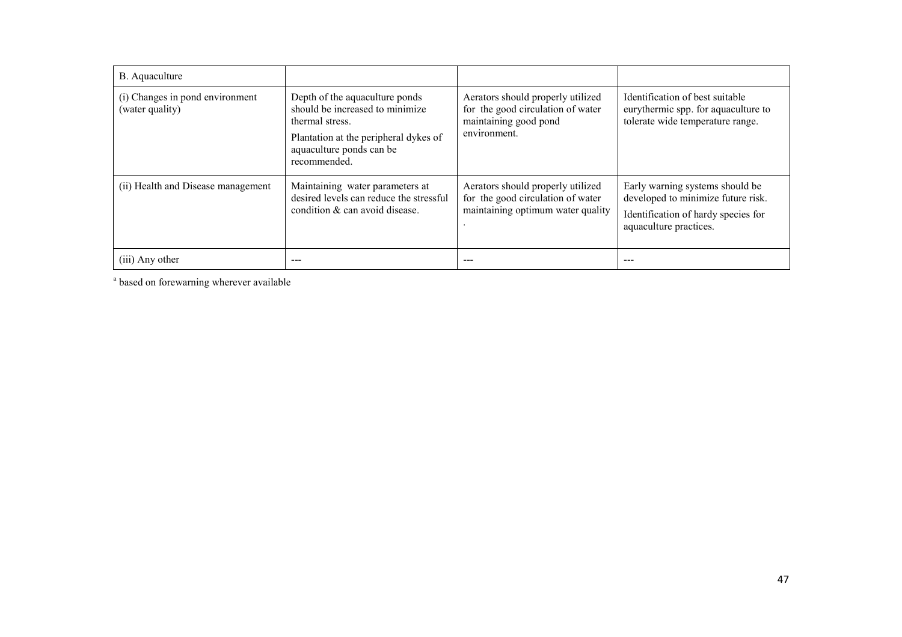| | | | |
|---|---|---|---|
| B. Aquaculture | | | |
| (i) Changes in pond environment (water quality) | Depth of the aquaculture ponds should be increased to minimize thermal stress.<br><br>Plantation at the peripheral dykes of aquaculture ponds can be recommended. | Aerators should properly utilized for the good circulation of water maintaining good pond environment. | Identification of best suitable eurythermic spp. for aquaculture to tolerate wide temperature range. |
| (ii) Health and Disease management | Maintaining water parameters at desired levels can reduce the stressful condition & can avoid disease. | Aerators should properly utilized for the good circulation of water maintaining optimum water quality . | Early warning systems should be developed to minimize future risk.<br><br>Identification of hardy species for aquaculture practices. |
| (iii) Any other | --- | --- | --- |

[a] based on forewarning wherever available